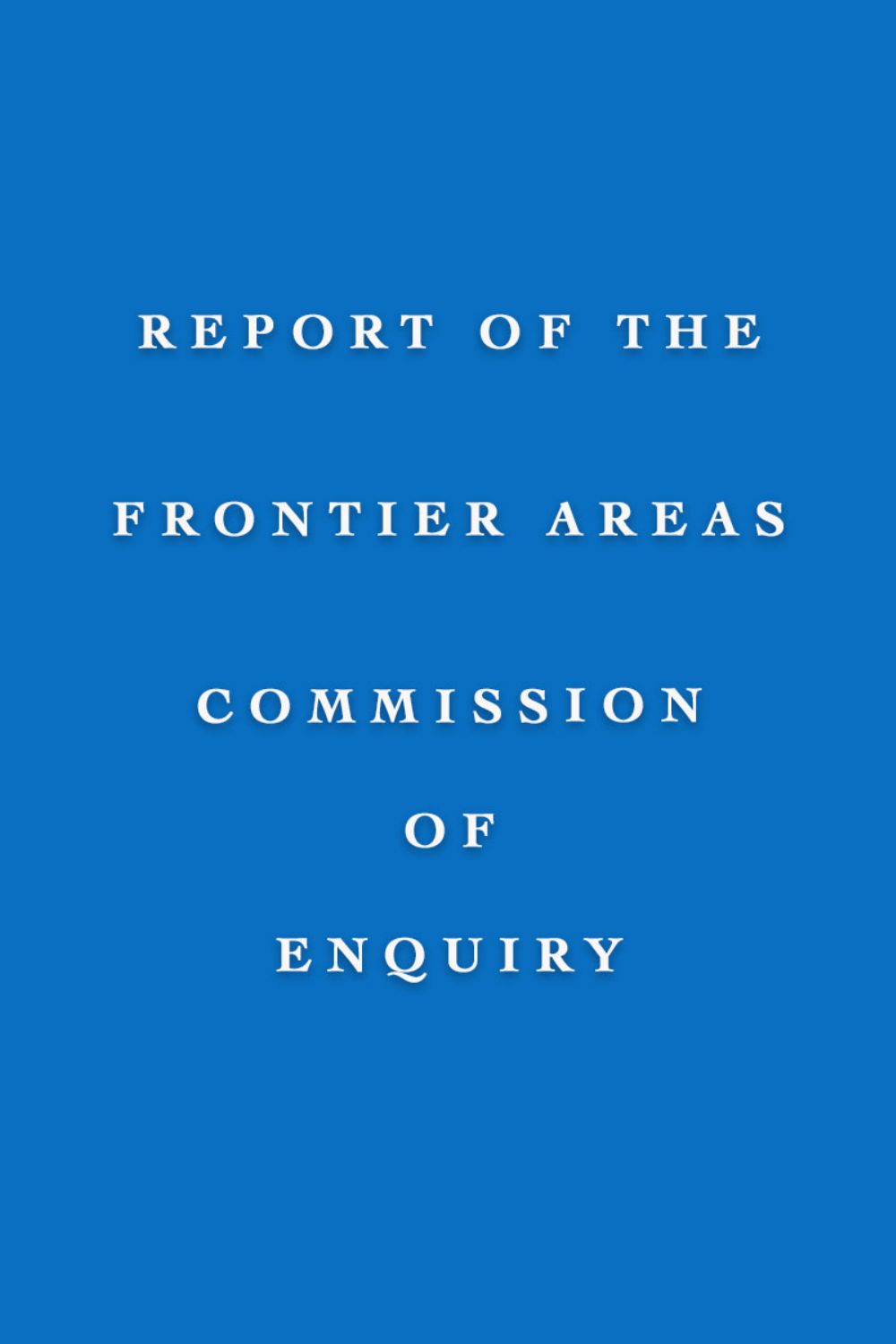# REPORT OF THE FRONTIER AREAS COMMISSION OF ENQUIRY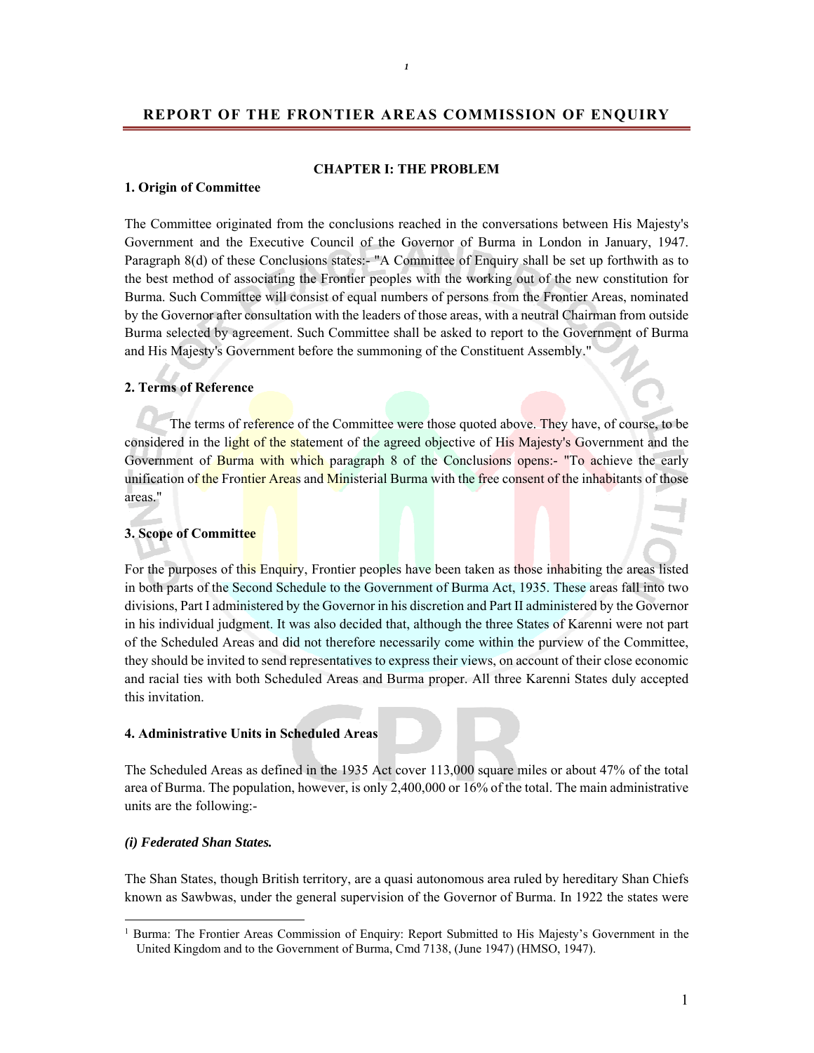# REPORT OF THE FRONTIER AREAS COMMISSION OF ENQUIRY[1]

## CHAPTER I: THE PROBLEM

### 1. Origin of Committee

The Committee originated from the conclusions reached in the conversations between His Majesty's Government and the Executive Council of the Governor of Burma in London in January, 1947. Paragraph 8(d) of these Conclusions states:- "A Committee of Enquiry shall be set up forthwith as to the best method of associating the Frontier peoples with the working out of the new constitution for Burma. Such Committee will consist of equal numbers of persons from the Frontier Areas, nominated by the Governor after consultation with the leaders of those areas, with a neutral Chairman from outside Burma selected by agreement. Such Committee shall be asked to report to the Government of Burma and His Majesty's Government before the summoning of the Constituent Assembly."

### 2. Terms of Reference

The terms of reference of the Committee were those quoted above. They have, of course, to be considered in the light of the statement of the agreed objective of His Majesty's Government and the Government of Burma with which paragraph 8 of the Conclusions opens:- "To achieve the early unification of the Frontier Areas and Ministerial Burma with the free consent of the inhabitants of those areas."

### 3. Scope of Committee

For the purposes of this Enquiry, Frontier peoples have been taken as those inhabiting the areas listed in both parts of the Second Schedule to the Government of Burma Act, 1935. These areas fall into two divisions, Part I administered by the Governor in his discretion and Part II administered by the Governor in his individual judgment. It was also decided that, although the three States of Karenni were not part of the Scheduled Areas and did not therefore necessarily come within the purview of the Committee, they should be invited to send representatives to express their views, on account of their close economic and racial ties with both Scheduled Areas and Burma proper. All three Karenni States duly accepted this invitation.

### 4. Administrative Units in Scheduled Areas

The Scheduled Areas as defined in the 1935 Act cover 113,000 square miles or about 47% of the total area of Burma. The population, however, is only 2,400,000 or 16% of the total. The main administrative units are the following:-

***(i) Federated Shan States.***

The Shan States, though British territory, are a quasi autonomous area ruled by hereditary Shan Chiefs known as Sawbwas, under the general supervision of the Governor of Burma. In 1922 the states were

---

[1] Burma: The Frontier Areas Commission of Enquiry: Report Submitted to His Majesty's Government in the United Kingdom and to the Government of Burma, Cmd 7138, (June 1947) (HMSO, 1947).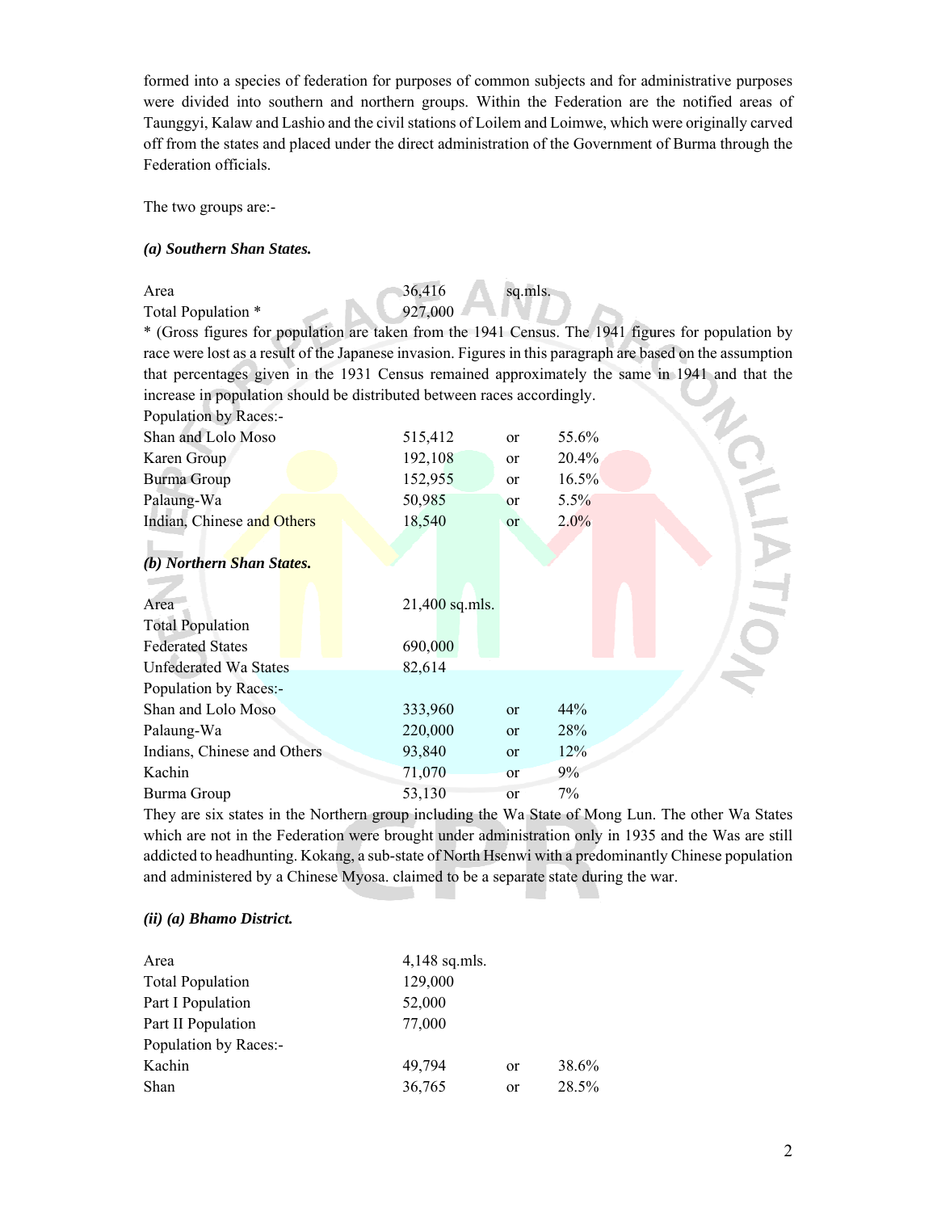formed into a species of federation for purposes of common subjects and for administrative purposes were divided into southern and northern groups. Within the Federation are the notified areas of Taunggyi, Kalaw and Lashio and the civil stations of Loilem and Loimwe, which were originally carved off from the states and placed under the direct administration of the Government of Burma through the Federation officials.

The two groups are:-

***(a) Southern Shan States.***

| | | | |
|---|---|---|---|
| Area | 36,416 | sq.mls. | |
| Total Population * | 927,000 | | |

* (Gross figures for population are taken from the 1941 Census. The 1941 figures for population by race were lost as a result of the Japanese invasion. Figures in this paragraph are based on the assumption that percentages given in the 1931 Census remained approximately the same in 1941 and that the increase in population should be distributed between races accordingly.

Population by Races:-

| | | | |
|---|---|---|---|
| Shan and Lolo Moso | 515,412 | or | 55.6% |
| Karen Group | 192,108 | or | 20.4% |
| Burma Group | 152,955 | or | 16.5% |
| Palaung-Wa | 50,985 | or | 5.5% |
| Indian, Chinese and Others | 18,540 | or | 2.0% |

***(b) Northern Shan States.***

| | | | |
|---|---|---|---|
| Area | 21,400 sq.mls. | | |
| Total Population | | | |
| Federated States | 690,000 | | |
| Unfederated Wa States | 82,614 | | |
| Population by Races:- | | | |
| Shan and Lolo Moso | 333,960 | or | 44% |
| Palaung-Wa | 220,000 | or | 28% |
| Indians, Chinese and Others | 93,840 | or | 12% |
| Kachin | 71,070 | or | 9% |
| Burma Group | 53,130 | or | 7% |

They are six states in the Northern group including the Wa State of Mong Lun. The other Wa States which are not in the Federation were brought under administration only in 1935 and the Was are still addicted to headhunting. Kokang, a sub-state of North Hsenwi with a predominantly Chinese population and administered by a Chinese Myosa. claimed to be a separate state during the war.

***(ii) (a) Bhamo District.***

| | | | |
|---|---|---|---|
| Area | 4,148 sq.mls. | | |
| Total Population | 129,000 | | |
| Part I Population | 52,000 | | |
| Part II Population | 77,000 | | |
| Population by Races:- | | | |
| Kachin | 49,794 | or | 38.6% |
| Shan | 36,765 | or | 28.5% |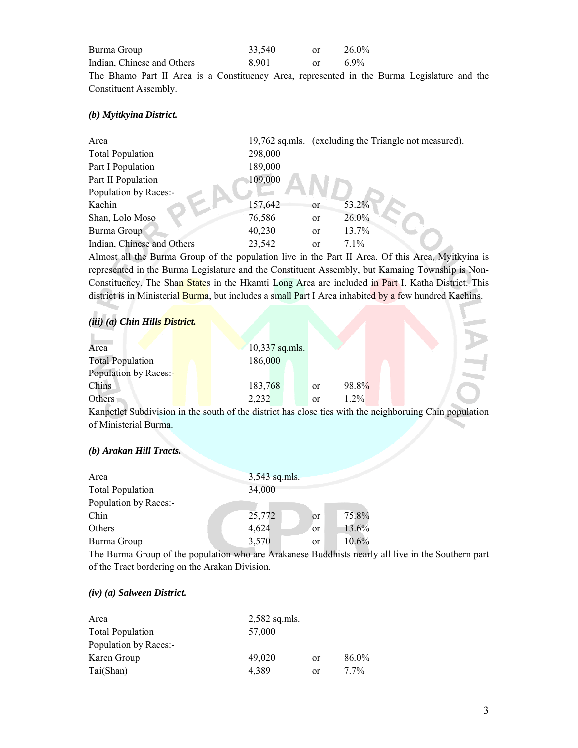| | | | |
|---|---|---|---|
| Burma Group | 33,540 | or | 26.0% |
| Indian, Chinese and Others | 8,901 | or | 6.9% |

The Bhamo Part II Area is a Constituency Area, represented in the Burma Legislature and the Constituent Assembly.

### *(b) Myitkyina District.*

| | | | |
|---|---|---|---|
| Area | 19,762 sq.mls. (excluding the Triangle not measured). | | |
| Total Population | 298,000 | | |
| Part I Population | 189,000 | | |
| Part II Population | 109,000 | | |
| Population by Races:- | | | |
| Kachin | 157,642 | or | 53.2% |
| Shan, Lolo Moso | 76,586 | or | 26.0% |
| Burma Group | 40,230 | or | 13.7% |
| Indian, Chinese and Others | 23,542 | or | 7.1% |

Almost all the Burma Group of the population live in the Part II Area. Of this Area, Myitkyina is represented in the Burma Legislature and the Constituent Assembly, but Kamaing Township is Non-Constituency. The Shan States in the Hkamti Long Area are included in Part I. Katha District. This district is in Ministerial Burma, but includes a small Part I Area inhabited by a few hundred Kachins.

### *(iii) (a) Chin Hills District.*

| | | | |
|---|---|---|---|
| Area | 10,337 sq.mls. | | |
| Total Population | 186,000 | | |
| Population by Races:- | | | |
| Chins | 183,768 | or | 98.8% |
| Others | 2,232 | or | 1.2% |

Kanpetlet Subdivision in the south of the district has close ties with the neighboruing Chin population of Ministerial Burma.

### *(b) Arakan Hill Tracts.*

| | | | |
|---|---|---|---|
| Area | 3,543 sq.mls. | | |
| Total Population | 34,000 | | |
| Population by Races:- | | | |
| Chin | 25,772 | or | 75.8% |
| Others | 4,624 | or | 13.6% |
| Burma Group | 3,570 | or | 10.6% |

The Burma Group of the population who are Arakanese Buddhists nearly all live in the Southern part of the Tract bordering on the Arakan Division.

### *(iv) (a) Salween District.*

| | | | |
|---|---|---|---|
| Area | 2,582 sq.mls. | | |
| Total Population | 57,000 | | |
| Population by Races:- | | | |
| Karen Group | 49,020 | or | 86.0% |
| Tai(Shan) | 4,389 | or | 7.7% |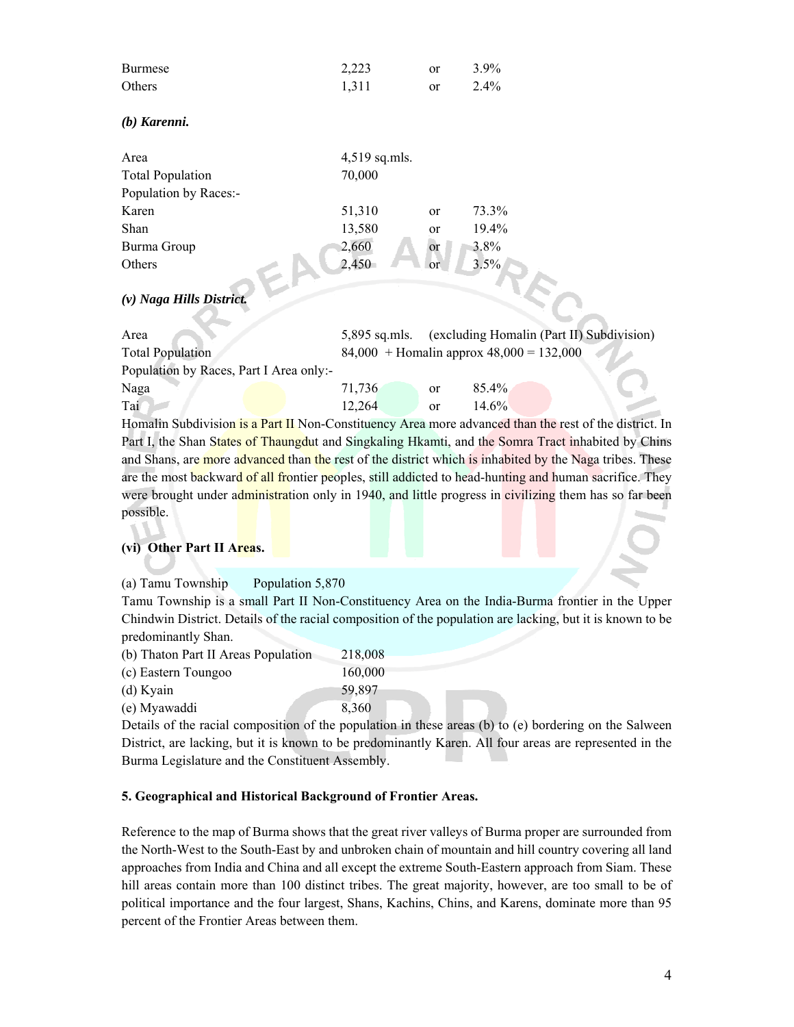| | | | |
|---|---|---|---|
| Burmese | 2,223 | or | 3.9% |
| Others | 1,311 | or | 2.4% |

***(b) Karenni.***

| | | | |
|---|---|---|---|
| Area | 4,519 sq.mls. | | |
| Total Population | 70,000 | | |
| Population by Races:- | | | |
| Karen | 51,310 | or | 73.3% |
| Shan | 13,580 | or | 19.4% |
| Burma Group | 2,660 | or | 3.8% |
| Others | 2,450 | or | 3.5% |

***(v) Naga Hills District.***

| | | | |
|---|---|---|---|
| Area | 5,895 sq.mls. (excluding Homalin (Part II) Subdivision) | | |
| Total Population | 84,000 + Homalin approx 48,000 = 132,000 | | |
| Population by Races, Part I Area only:- | | | |
| Naga | 71,736 | or | 85.4% |
| Tai | 12,264 | or | 14.6% |

Homalin Subdivision is a Part II Non-Constituency Area more advanced than the rest of the district. In Part I, the Shan States of Thaungdut and Singkaling Hkamti, and the Somra Tract inhabited by Chins and Shans, are more advanced than the rest of the district which is inhabited by the Naga tribes. These are the most backward of all frontier peoples, still addicted to head-hunting and human sacrifice. They were brought under administration only in 1940, and little progress in civilizing them has so far been possible.

**(vi) Other Part II Areas.**

(a) Tamu Township Population 5,870

Tamu Township is a small Part II Non-Constituency Area on the India-Burma frontier in the Upper Chindwin District. Details of the racial composition of the population are lacking, but it is known to be predominantly Shan.

| | |
|---|---|
| (b) Thaton Part II Areas Population | 218,008 |
| (c) Eastern Toungoo | 160,000 |
| (d) Kyain | 59,897 |
| (e) Myawaddi | 8,360 |

Details of the racial composition of the population in these areas (b) to (e) bordering on the Salween District, are lacking, but it is known to be predominantly Karen. All four areas are represented in the Burma Legislature and the Constituent Assembly.

**5. Geographical and Historical Background of Frontier Areas.**

Reference to the map of Burma shows that the great river valleys of Burma proper are surrounded from the North-West to the South-East by and unbroken chain of mountain and hill country covering all land approaches from India and China and all except the extreme South-Eastern approach from Siam. These hill areas contain more than 100 distinct tribes. The great majority, however, are too small to be of political importance and the four largest, Shans, Kachins, Chins, and Karens, dominate more than 95 percent of the Frontier Areas between them.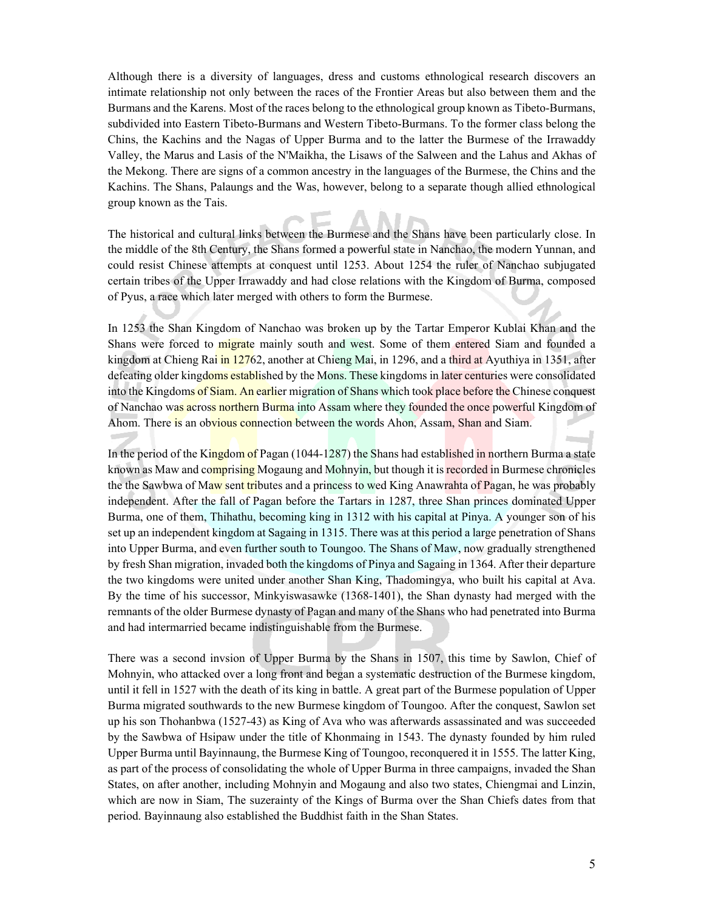Although there is a diversity of languages, dress and customs ethnological research discovers an intimate relationship not only between the races of the Frontier Areas but also between them and the Burmans and the Karens. Most of the races belong to the ethnological group known as Tibeto-Burmans, subdivided into Eastern Tibeto-Burmans and Western Tibeto-Burmans. To the former class belong the Chins, the Kachins and the Nagas of Upper Burma and to the latter the Burmese of the Irrawaddy Valley, the Marus and Lasis of the N'Maikha, the Lisaws of the Salween and the Lahus and Akhas of the Mekong. There are signs of a common ancestry in the languages of the Burmese, the Chins and the Kachins. The Shans, Palaungs and the Was, however, belong to a separate though allied ethnological group known as the Tais.

The historical and cultural links between the Burmese and the Shans have been particularly close. In the middle of the 8th Century, the Shans formed a powerful state in Nanchao, the modern Yunnan, and could resist Chinese attempts at conquest until 1253. About 1254 the ruler of Nanchao subjugated certain tribes of the Upper Irrawaddy and had close relations with the Kingdom of Burma, composed of Pyus, a race which later merged with others to form the Burmese.

In 1253 the Shan Kingdom of Nanchao was broken up by the Tartar Emperor Kublai Khan and the Shans were forced to migrate mainly south and west. Some of them entered Siam and founded a kingdom at Chieng Rai in 12762, another at Chieng Mai, in 1296, and a third at Ayuthiya in 1351, after defeating older kingdoms established by the Mons. These kingdoms in later centuries were consolidated into the Kingdoms of Siam. An earlier migration of Shans which took place before the Chinese conquest of Nanchao was across northern Burma into Assam where they founded the once powerful Kingdom of Ahom. There is an obvious connection between the words Ahon, Assam, Shan and Siam.

In the period of the Kingdom of Pagan (1044-1287) the Shans had established in northern Burma a state known as Maw and comprising Mogaung and Mohnyin, but though it is recorded in Burmese chronicles the the Sawbwa of Maw sent tributes and a princess to wed King Anawrahta of Pagan, he was probably independent. After the fall of Pagan before the Tartars in 1287, three Shan princes dominated Upper Burma, one of them, Thihathu, becoming king in 1312 with his capital at Pinya. A younger son of his set up an independent kingdom at Sagaing in 1315. There was at this period a large penetration of Shans into Upper Burma, and even further south to Toungoo. The Shans of Maw, now gradually strengthened by fresh Shan migration, invaded both the kingdoms of Pinya and Sagaing in 1364. After their departure the two kingdoms were united under another Shan King, Thadomingya, who built his capital at Ava. By the time of his successor, Minkyiswasawke (1368-1401), the Shan dynasty had merged with the remnants of the older Burmese dynasty of Pagan and many of the Shans who had penetrated into Burma and had intermarried became indistinguishable from the Burmese.

There was a second invsion of Upper Burma by the Shans in 1507, this time by Sawlon, Chief of Mohnyin, who attacked over a long front and began a systematic destruction of the Burmese kingdom, until it fell in 1527 with the death of its king in battle. A great part of the Burmese population of Upper Burma migrated southwards to the new Burmese kingdom of Toungoo. After the conquest, Sawlon set up his son Thohanbwa (1527-43) as King of Ava who was afterwards assassinated and was succeeded by the Sawbwa of Hsipaw under the title of Khonmaing in 1543. The dynasty founded by him ruled Upper Burma until Bayinnaung, the Burmese King of Toungoo, reconquered it in 1555. The latter King, as part of the process of consolidating the whole of Upper Burma in three campaigns, invaded the Shan States, on after another, including Mohnyin and Mogaung and also two states, Chiengmai and Linzin, which are now in Siam, The suzerainty of the Kings of Burma over the Shan Chiefs dates from that period. Bayinnaung also established the Buddhist faith in the Shan States.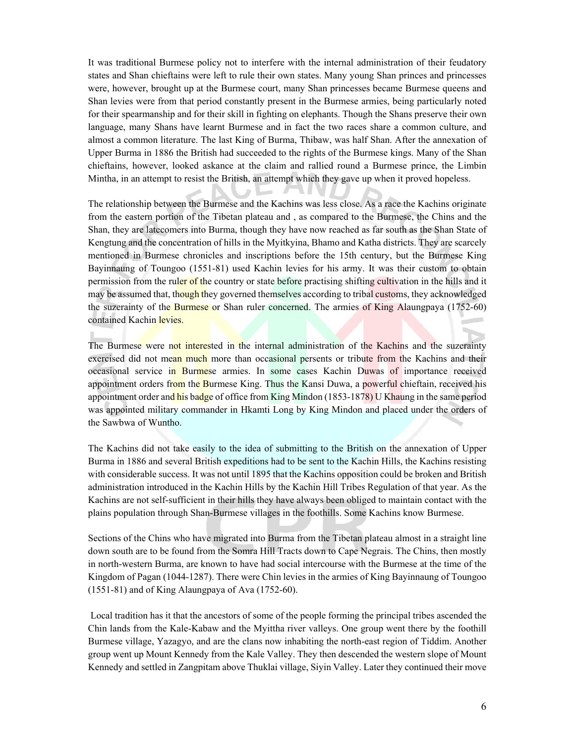It was traditional Burmese policy not to interfere with the internal administration of their feudatory states and Shan chieftains were left to rule their own states. Many young Shan princes and princesses were, however, brought up at the Burmese court, many Shan princesses became Burmese queens and Shan levies were from that period constantly present in the Burmese armies, being particularly noted for their spearmanship and for their skill in fighting on elephants. Though the Shans preserve their own language, many Shans have learnt Burmese and in fact the two races share a common culture, and almost a common literature. The last King of Burma, Thibaw, was half Shan. After the annexation of Upper Burma in 1886 the British had succeeded to the rights of the Burmese kings. Many of the Shan chieftains, however, looked askance at the claim and rallied round a Burmese prince, the Limbin Mintha, in an attempt to resist the British, an attempt which they gave up when it proved hopeless.

The relationship between the Burmese and the Kachins was less close. As a race the Kachins originate from the eastern portion of the Tibetan plateau and , as compared to the Burmese, the Chins and the Shan, they are latecomers into Burma, though they have now reached as far south as the Shan State of Kengtung and the concentration of hills in the Myitkyina, Bhamo and Katha districts. They are scarcely mentioned in Burmese chronicles and inscriptions before the 15th century, but the Burmese King Bayinnaung of Toungoo (1551-81) used Kachin levies for his army. It was their custom to obtain permission from the ruler of the country or state before practising shifting cultivation in the hills and it may be assumed that, though they governed themselves according to tribal customs, they acknowledged the suzerainty of the Burmese or Shan ruler concerned. The armies of King Alaungpaya (1752-60) contained Kachin levies.

The Burmese were not interested in the internal administration of the Kachins and the suzerainty exercised did not mean much more than occasional persents or tribute from the Kachins and their occasional service in Burmese armies. In some cases Kachin Duwas of importance received appointment orders from the Burmese King. Thus the Kansi Duwa, a powerful chieftain, received his appointment order and his badge of office from King Mindon (1853-1878) U Khaung in the same period was appointed military commander in Hkamti Long by King Mindon and placed under the orders of the Sawbwa of Wuntho.

The Kachins did not take easily to the idea of submitting to the British on the annexation of Upper Burma in 1886 and several British expeditions had to be sent to the Kachin Hills, the Kachins resisting with considerable success. It was not until 1895 that the Kachins opposition could be broken and British administration introduced in the Kachin Hills by the Kachin Hill Tribes Regulation of that year. As the Kachins are not self-sufficient in their hills they have always been obliged to maintain contact with the plains population through Shan-Burmese villages in the foothills. Some Kachins know Burmese.

Sections of the Chins who have migrated into Burma from the Tibetan plateau almost in a straight line down south are to be found from the Somra Hill Tracts down to Cape Negrais. The Chins, then mostly in north-western Burma, are known to have had social intercourse with the Burmese at the time of the Kingdom of Pagan (1044-1287). There were Chin levies in the armies of King Bayinnaung of Toungoo (1551-81) and of King Alaungpaya of Ava (1752-60).

Local tradition has it that the ancestors of some of the people forming the principal tribes ascended the Chin lands from the Kale-Kabaw and the Myittha river valleys. One group went there by the foothill Burmese village, Yazagyo, and are the clans now inhabiting the north-east region of Tiddim. Another group went up Mount Kennedy from the Kale Valley. They then descended the western slope of Mount Kennedy and settled in Zangpitam above Thuklai village, Siyin Valley. Later they continued their move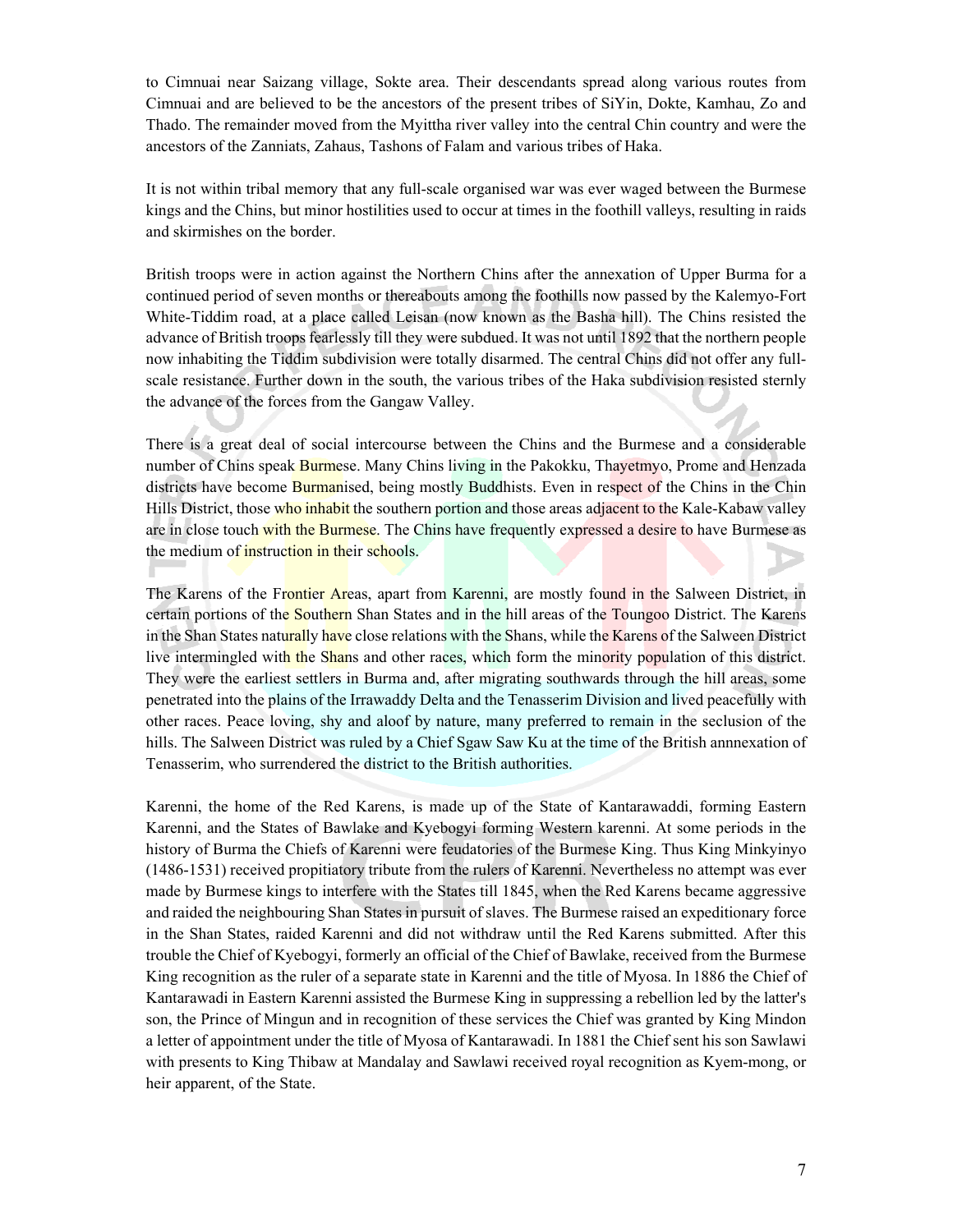to Cimnuai near Saizang village, Sokte area. Their descendants spread along various routes from Cimnuai and are believed to be the ancestors of the present tribes of SiYin, Dokte, Kamhau, Zo and Thado. The remainder moved from the Myittha river valley into the central Chin country and were the ancestors of the Zanniats, Zahaus, Tashons of Falam and various tribes of Haka.

It is not within tribal memory that any full-scale organised war was ever waged between the Burmese kings and the Chins, but minor hostilities used to occur at times in the foothill valleys, resulting in raids and skirmishes on the border.

British troops were in action against the Northern Chins after the annexation of Upper Burma for a continued period of seven months or thereabouts among the foothills now passed by the Kalemyo-Fort White-Tiddim road, at a place called Leisan (now known as the Basha hill). The Chins resisted the advance of British troops fearlessly till they were subdued. It was not until 1892 that the northern people now inhabiting the Tiddim subdivision were totally disarmed. The central Chins did not offer any full-scale resistance. Further down in the south, the various tribes of the Haka subdivision resisted sternly the advance of the forces from the Gangaw Valley.

There is a great deal of social intercourse between the Chins and the Burmese and a considerable number of Chins speak Burmese. Many Chins living in the Pakokku, Thayetmyo, Prome and Henzada districts have become Burmanised, being mostly Buddhists. Even in respect of the Chins in the Chin Hills District, those who inhabit the southern portion and those areas adjacent to the Kale-Kabaw valley are in close touch with the Burmese. The Chins have frequently expressed a desire to have Burmese as the medium of instruction in their schools.

The Karens of the Frontier Areas, apart from Karenni, are mostly found in the Salween District, in certain portions of the Southern Shan States and in the hill areas of the Toungoo District. The Karens in the Shan States naturally have close relations with the Shans, while the Karens of the Salween District live intermingled with the Shans and other races, which form the minority population of this district. They were the earliest settlers in Burma and, after migrating southwards through the hill areas, some penetrated into the plains of the Irrawaddy Delta and the Tenasserim Division and lived peacefully with other races. Peace loving, shy and aloof by nature, many preferred to remain in the seclusion of the hills. The Salween District was ruled by a Chief Sgaw Saw Ku at the time of the British annnexation of Tenasserim, who surrendered the district to the British authorities.

Karenni, the home of the Red Karens, is made up of the State of Kantarawaddi, forming Eastern Karenni, and the States of Bawlake and Kyebogyi forming Western karenni. At some periods in the history of Burma the Chiefs of Karenni were feudatories of the Burmese King. Thus King Minkyinyo (1486-1531) received propitiatory tribute from the rulers of Karenni. Nevertheless no attempt was ever made by Burmese kings to interfere with the States till 1845, when the Red Karens became aggressive and raided the neighbouring Shan States in pursuit of slaves. The Burmese raised an expeditionary force in the Shan States, raided Karenni and did not withdraw until the Red Karens submitted. After this trouble the Chief of Kyebogyi, formerly an official of the Chief of Bawlake, received from the Burmese King recognition as the ruler of a separate state in Karenni and the title of Myosa. In 1886 the Chief of Kantarawadi in Eastern Karenni assisted the Burmese King in suppressing a rebellion led by the latter's son, the Prince of Mingun and in recognition of these services the Chief was granted by King Mindon a letter of appointment under the title of Myosa of Kantarawadi. In 1881 the Chief sent his son Sawlawi with presents to King Thibaw at Mandalay and Sawlawi received royal recognition as Kyem-mong, or heir apparent, of the State.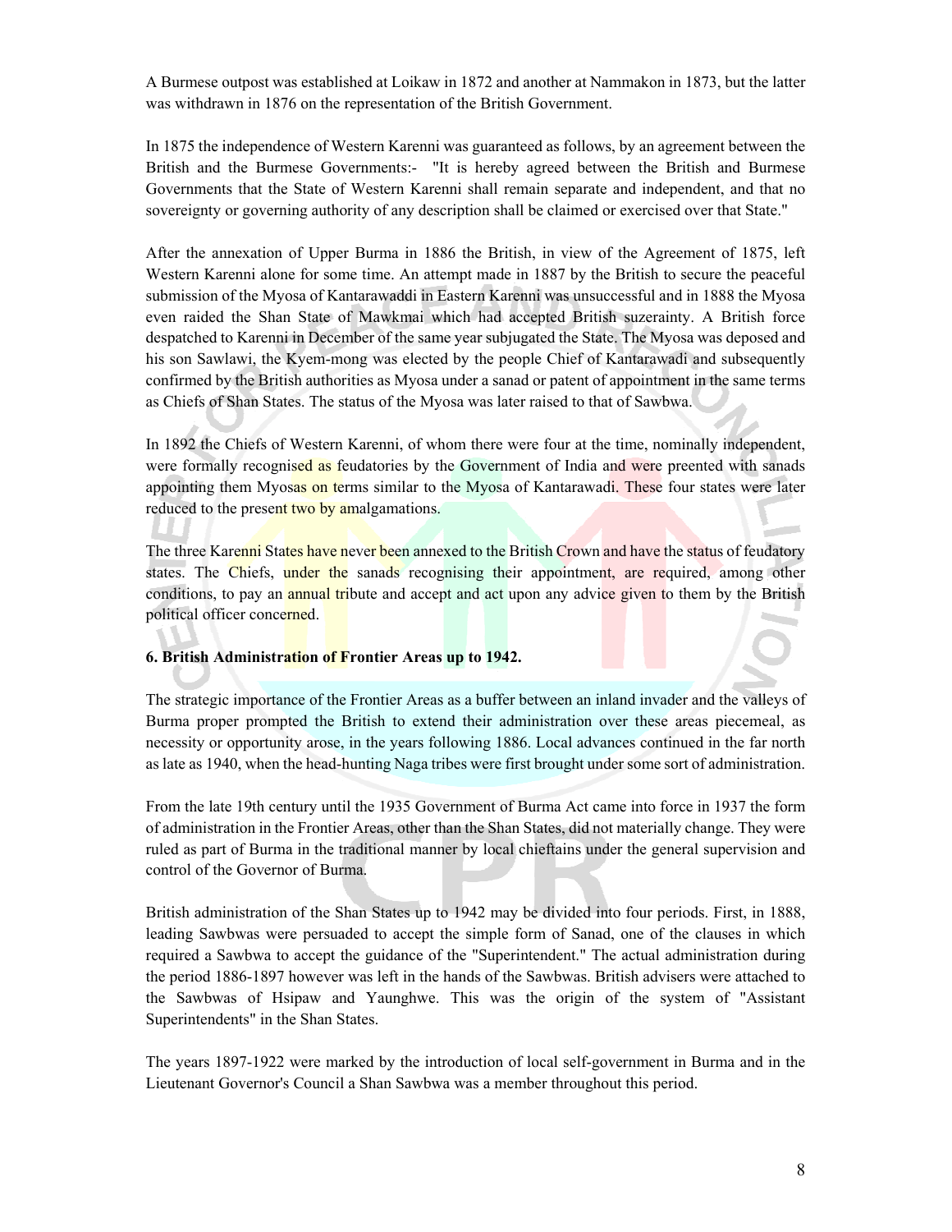A Burmese outpost was established at Loikaw in 1872 and another at Nammakon in 1873, but the latter was withdrawn in 1876 on the representation of the British Government.

In 1875 the independence of Western Karenni was guaranteed as follows, by an agreement between the British and the Burmese Governments:- "It is hereby agreed between the British and Burmese Governments that the State of Western Karenni shall remain separate and independent, and that no sovereignty or governing authority of any description shall be claimed or exercised over that State."

After the annexation of Upper Burma in 1886 the British, in view of the Agreement of 1875, left Western Karenni alone for some time. An attempt made in 1887 by the British to secure the peaceful submission of the Myosa of Kantarawaddi in Eastern Karenni was unsuccessful and in 1888 the Myosa even raided the Shan State of Mawkmai which had accepted British suzerainty. A British force despatched to Karenni in December of the same year subjugated the State. The Myosa was deposed and his son Sawlawi, the Kyem-mong was elected by the people Chief of Kantarawadi and subsequently confirmed by the British authorities as Myosa under a sanad or patent of appointment in the same terms as Chiefs of Shan States. The status of the Myosa was later raised to that of Sawbwa.

In 1892 the Chiefs of Western Karenni, of whom there were four at the time, nominally independent, were formally recognised as feudatories by the Government of India and were preented with sanads appointing them Myosas on terms similar to the Myosa of Kantarawadi. These four states were later reduced to the present two by amalgamations.

The three Karenni States have never been annexed to the British Crown and have the status of feudatory states. The Chiefs, under the sanads recognising their appointment, are required, among other conditions, to pay an annual tribute and accept and act upon any advice given to them by the British political officer concerned.

### 6. British Administration of Frontier Areas up to 1942.

The strategic importance of the Frontier Areas as a buffer between an inland invader and the valleys of Burma proper prompted the British to extend their administration over these areas piecemeal, as necessity or opportunity arose, in the years following 1886. Local advances continued in the far north as late as 1940, when the head-hunting Naga tribes were first brought under some sort of administration.

From the late 19th century until the 1935 Government of Burma Act came into force in 1937 the form of administration in the Frontier Areas, other than the Shan States, did not materially change. They were ruled as part of Burma in the traditional manner by local chieftains under the general supervision and control of the Governor of Burma.

British administration of the Shan States up to 1942 may be divided into four periods. First, in 1888, leading Sawbwas were persuaded to accept the simple form of Sanad, one of the clauses in which required a Sawbwa to accept the guidance of the "Superintendent." The actual administration during the period 1886-1897 however was left in the hands of the Sawbwas. British advisers were attached to the Sawbwas of Hsipaw and Yaunghwe. This was the origin of the system of "Assistant Superintendents" in the Shan States.

The years 1897-1922 were marked by the introduction of local self-government in Burma and in the Lieutenant Governor's Council a Shan Sawbwa was a member throughout this period.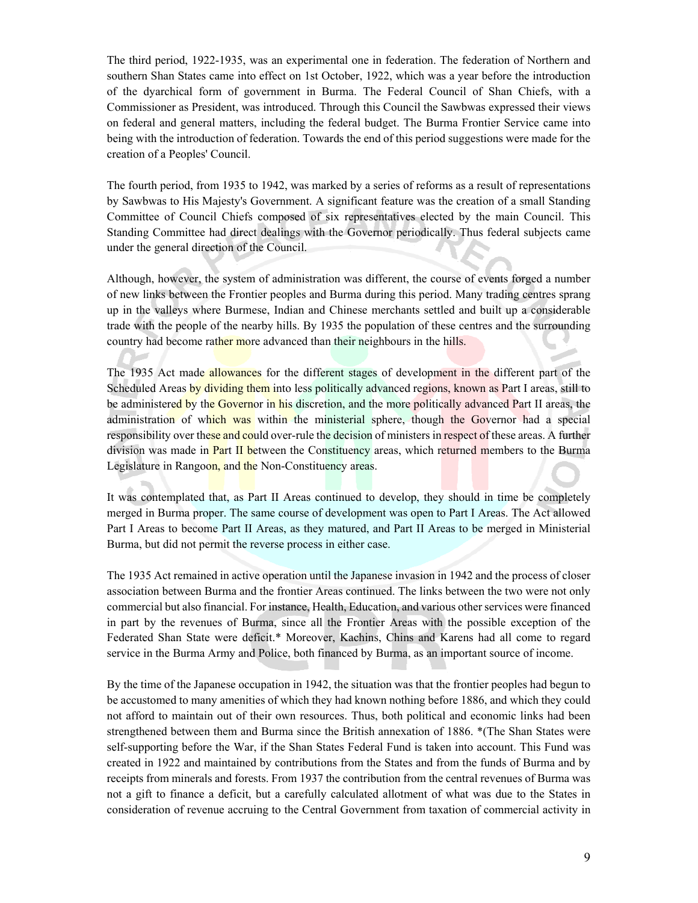The third period, 1922-1935, was an experimental one in federation. The federation of Northern and southern Shan States came into effect on 1st October, 1922, which was a year before the introduction of the dyarchical form of government in Burma. The Federal Council of Shan Chiefs, with a Commissioner as President, was introduced. Through this Council the Sawbwas expressed their views on federal and general matters, including the federal budget. The Burma Frontier Service came into being with the introduction of federation. Towards the end of this period suggestions were made for the creation of a Peoples' Council.

The fourth period, from 1935 to 1942, was marked by a series of reforms as a result of representations by Sawbwas to His Majesty's Government. A significant feature was the creation of a small Standing Committee of Council Chiefs composed of six representatives elected by the main Council. This Standing Committee had direct dealings with the Governor periodically. Thus federal subjects came under the general direction of the Council.

Although, however, the system of administration was different, the course of events forged a number of new links between the Frontier peoples and Burma during this period. Many trading centres sprang up in the valleys where Burmese, Indian and Chinese merchants settled and built up a considerable trade with the people of the nearby hills. By 1935 the population of these centres and the surrounding country had become rather more advanced than their neighbours in the hills.

The 1935 Act made allowances for the different stages of development in the different part of the Scheduled Areas by dividing them into less politically advanced regions, known as Part I areas, still to be administered by the Governor in his discretion, and the more politically advanced Part II areas, the administration of which was within the ministerial sphere, though the Governor had a special responsibility over these and could over-rule the decision of ministers in respect of these areas. A further division was made in Part II between the Constituency areas, which returned members to the Burma Legislature in Rangoon, and the Non-Constituency areas.

It was contemplated that, as Part II Areas continued to develop, they should in time be completely merged in Burma proper. The same course of development was open to Part I Areas. The Act allowed Part I Areas to become Part II Areas, as they matured, and Part II Areas to be merged in Ministerial Burma, but did not permit the reverse process in either case.

The 1935 Act remained in active operation until the Japanese invasion in 1942 and the process of closer association between Burma and the frontier Areas continued. The links between the two were not only commercial but also financial. For instance, Health, Education, and various other services were financed in part by the revenues of Burma, since all the Frontier Areas with the possible exception of the Federated Shan State were deficit.* Moreover, Kachins, Chins and Karens had all come to regard service in the Burma Army and Police, both financed by Burma, as an important source of income.

By the time of the Japanese occupation in 1942, the situation was that the frontier peoples had begun to be accustomed to many amenities of which they had known nothing before 1886, and which they could not afford to maintain out of their own resources. Thus, both political and economic links had been strengthened between them and Burma since the British annexation of 1886. *(The Shan States were self-supporting before the War, if the Shan States Federal Fund is taken into account. This Fund was created in 1922 and maintained by contributions from the States and from the funds of Burma and by receipts from minerals and forests. From 1937 the contribution from the central revenues of Burma was not a gift to finance a deficit, but a carefully calculated allotment of what was due to the States in consideration of revenue accruing to the Central Government from taxation of commercial activity in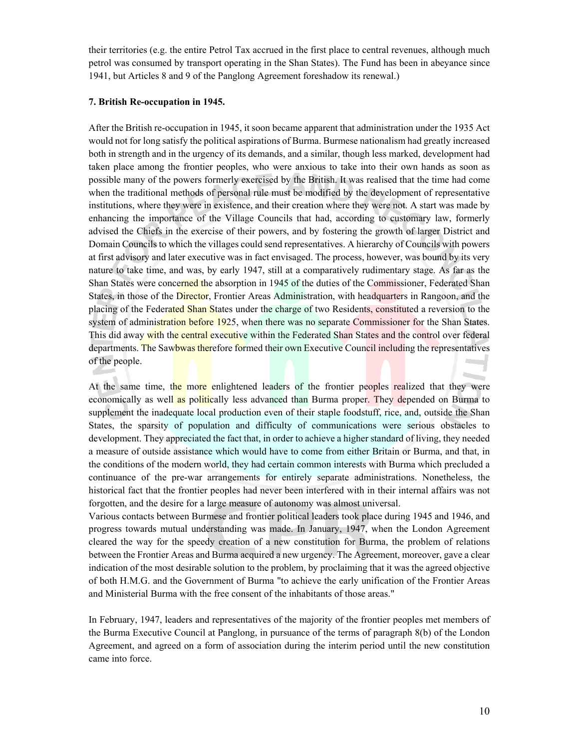their territories (e.g. the entire Petrol Tax accrued in the first place to central revenues, although much petrol was consumed by transport operating in the Shan States). The Fund has been in abeyance since 1941, but Articles 8 and 9 of the Panglong Agreement foreshadow its renewal.)

**7. British Re-occupation in 1945.**

After the British re-occupation in 1945, it soon became apparent that administration under the 1935 Act would not for long satisfy the political aspirations of Burma. Burmese nationalism had greatly increased both in strength and in the urgency of its demands, and a similar, though less marked, development had taken place among the frontier peoples, who were anxious to take into their own hands as soon as possible many of the powers formerly exercised by the British. It was realised that the time had come when the traditional methods of personal rule must be modified by the development of representative institutions, where they were in existence, and their creation where they were not. A start was made by enhancing the importance of the Village Councils that had, according to customary law, formerly advised the Chiefs in the exercise of their powers, and by fostering the growth of larger District and Domain Councils to which the villages could send representatives. A hierarchy of Councils with powers at first advisory and later executive was in fact envisaged. The process, however, was bound by its very nature to take time, and was, by early 1947, still at a comparatively rudimentary stage. As far as the Shan States were concerned the absorption in 1945 of the duties of the Commissioner, Federated Shan States, in those of the Director, Frontier Areas Administration, with headquarters in Rangoon, and the placing of the Federated Shan States under the charge of two Residents, constituted a reversion to the system of administration before 1925, when there was no separate Commissioner for the Shan States. This did away with the central executive within the Federated Shan States and the control over federal departments. The Sawbwas therefore formed their own Executive Council including the representatives of the people.

At the same time, the more enlightened leaders of the frontier peoples realized that they were economically as well as politically less advanced than Burma proper. They depended on Burma to supplement the inadequate local production even of their staple foodstuff, rice, and, outside the Shan States, the sparsity of population and difficulty of communications were serious obstacles to development. They appreciated the fact that, in order to achieve a higher standard of living, they needed a measure of outside assistance which would have to come from either Britain or Burma, and that, in the conditions of the modern world, they had certain common interests with Burma which precluded a continuance of the pre-war arrangements for entirely separate administrations. Nonetheless, the historical fact that the frontier peoples had never been interfered with in their internal affairs was not forgotten, and the desire for a large measure of autonomy was almost universal.

Various contacts between Burmese and frontier political leaders took place during 1945 and 1946, and progress towards mutual understanding was made. In January, 1947, when the London Agreement cleared the way for the speedy creation of a new constitution for Burma, the problem of relations between the Frontier Areas and Burma acquired a new urgency. The Agreement, moreover, gave a clear indication of the most desirable solution to the problem, by proclaiming that it was the agreed objective of both H.M.G. and the Government of Burma "to achieve the early unification of the Frontier Areas and Ministerial Burma with the free consent of the inhabitants of those areas."

In February, 1947, leaders and representatives of the majority of the frontier peoples met members of the Burma Executive Council at Panglong, in pursuance of the terms of paragraph 8(b) of the London Agreement, and agreed on a form of association during the interim period until the new constitution came into force.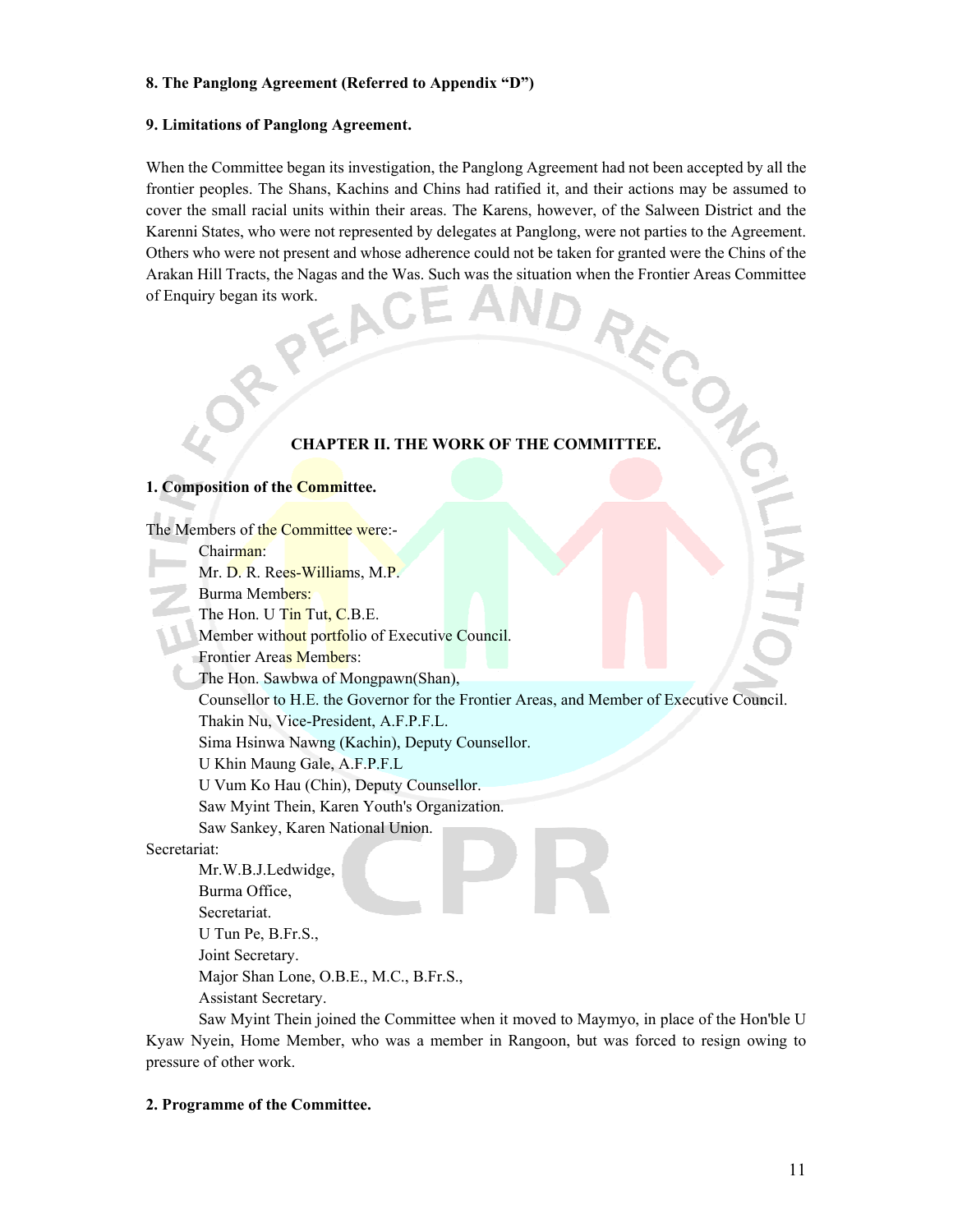**8. The Panglong Agreement (Referred to Appendix "D")**

**9. Limitations of Panglong Agreement.**

When the Committee began its investigation, the Panglong Agreement had not been accepted by all the frontier peoples. The Shans, Kachins and Chins had ratified it, and their actions may be assumed to cover the small racial units within their areas. The Karens, however, of the Salween District and the Karenni States, who were not represented by delegates at Panglong, were not parties to the Agreement. Others who were not present and whose adherence could not be taken for granted were the Chins of the Arakan Hill Tracts, the Nagas and the Was. Such was the situation when the Frontier Areas Committee of Enquiry began its work.

## CHAPTER II. THE WORK OF THE COMMITTEE.

**1. Composition of the Committee.**

The Members of the Committee were:-

Chairman:
Mr. D. R. Rees-Williams, M.P.
Burma Members:
The Hon. U Tin Tut, C.B.E.
Member without portfolio of Executive Council.
Frontier Areas Members:
The Hon. Sawbwa of Mongpawn(Shan),
Counsellor to H.E. the Governor for the Frontier Areas, and Member of Executive Council.
Thakin Nu, Vice-President, A.F.P.F.L.
Sima Hsinwa Nawng (Kachin), Deputy Counsellor.
U Khin Maung Gale, A.F.P.F.L
U Vum Ko Hau (Chin), Deputy Counsellor.
Saw Myint Thein, Karen Youth's Organization.
Saw Sankey, Karen National Union.

Secretariat:
Mr.W.B.J.Ledwidge,
Burma Office,
Secretariat.
U Tun Pe, B.Fr.S.,
Joint Secretary.
Major Shan Lone, O.B.E., M.C., B.Fr.S.,
Assistant Secretary.

Saw Myint Thein joined the Committee when it moved to Maymyo, in place of the Hon'ble U Kyaw Nyein, Home Member, who was a member in Rangoon, but was forced to resign owing to pressure of other work.

**2. Programme of the Committee.**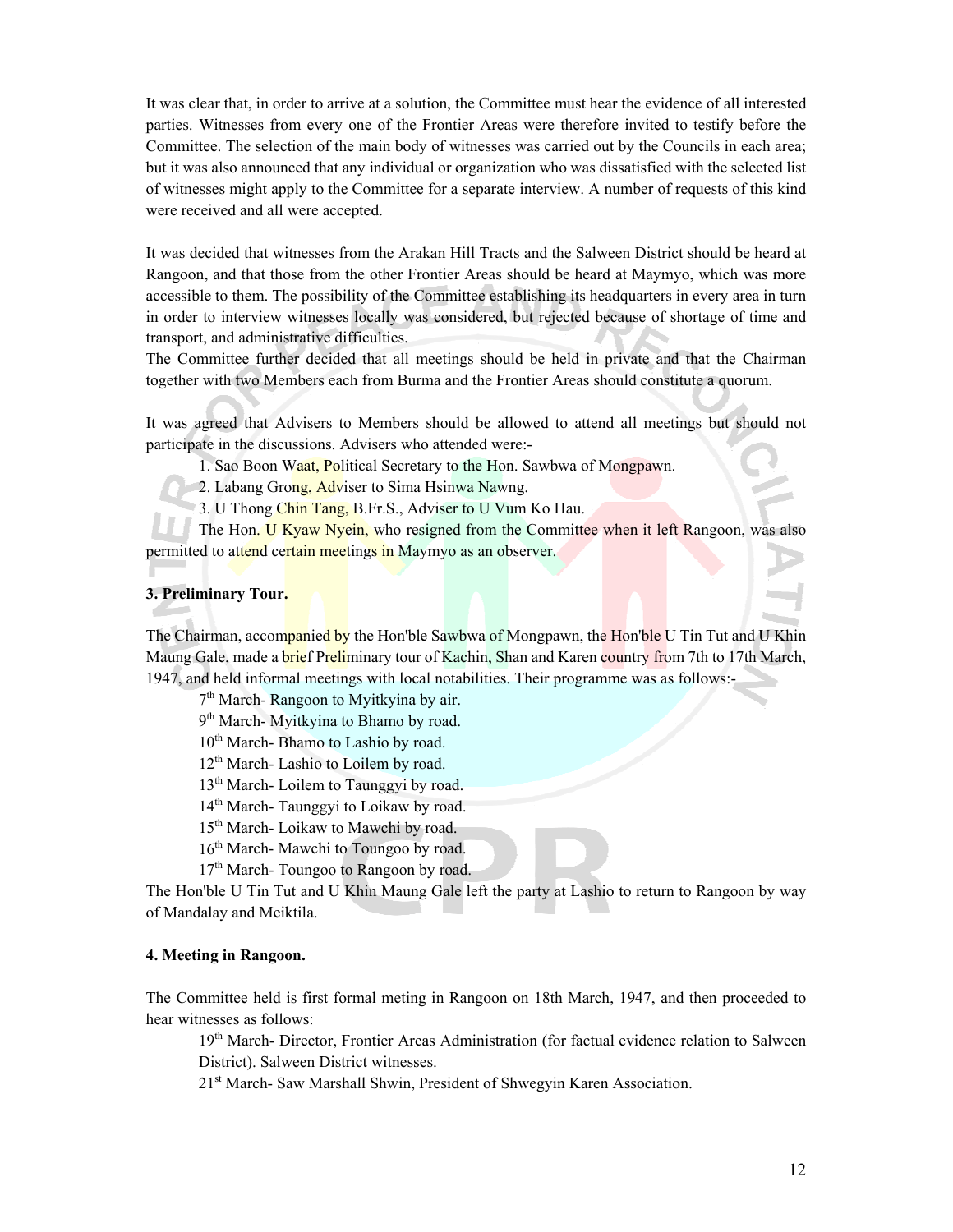It was clear that, in order to arrive at a solution, the Committee must hear the evidence of all interested parties. Witnesses from every one of the Frontier Areas were therefore invited to testify before the Committee. The selection of the main body of witnesses was carried out by the Councils in each area; but it was also announced that any individual or organization who was dissatisfied with the selected list of witnesses might apply to the Committee for a separate interview. A number of requests of this kind were received and all were accepted.

It was decided that witnesses from the Arakan Hill Tracts and the Salween District should be heard at Rangoon, and that those from the other Frontier Areas should be heard at Maymyo, which was more accessible to them. The possibility of the Committee establishing its headquarters in every area in turn in order to interview witnesses locally was considered, but rejected because of shortage of time and transport, and administrative difficulties.
The Committee further decided that all meetings should be held in private and that the Chairman together with two Members each from Burma and the Frontier Areas should constitute a quorum.

It was agreed that Advisers to Members should be allowed to attend all meetings but should not participate in the discussions. Advisers who attended were:-

1. Sao Boon Waat, Political Secretary to the Hon. Sawbwa of Mongpawn.
2. Labang Grong, Adviser to Sima Hsinwa Nawng.
3. U Thong Chin Tang, B.Fr.S., Adviser to U Vum Ko Hau.

The Hon. U Kyaw Nyein, who resigned from the Committee when it left Rangoon, was also permitted to attend certain meetings in Maymyo as an observer.

**3. Preliminary Tour.**

The Chairman, accompanied by the Hon'ble Sawbwa of Mongpawn, the Hon'ble U Tin Tut and U Khin Maung Gale, made a brief Preliminary tour of Kachin, Shan and Karen country from 7th to 17th March, 1947, and held informal meetings with local notabilities. Their programme was as follows:-

7th March- Rangoon to Myitkyina by air.
9th March- Myitkyina to Bhamo by road.
10th March- Bhamo to Lashio by road.
12th March- Lashio to Loilem by road.
13th March- Loilem to Taunggyi by road.
14th March- Taunggyi to Loikaw by road.
15th March- Loikaw to Mawchi by road.
16th March- Mawchi to Toungoo by road.
17th March- Toungoo to Rangoon by road.

The Hon'ble U Tin Tut and U Khin Maung Gale left the party at Lashio to return to Rangoon by way of Mandalay and Meiktila.

**4. Meeting in Rangoon.**

The Committee held is first formal meting in Rangoon on 18th March, 1947, and then proceeded to hear witnesses as follows:

19th March- Director, Frontier Areas Administration (for factual evidence relation to Salween District). Salween District witnesses.
21st March- Saw Marshall Shwin, President of Shwegyin Karen Association.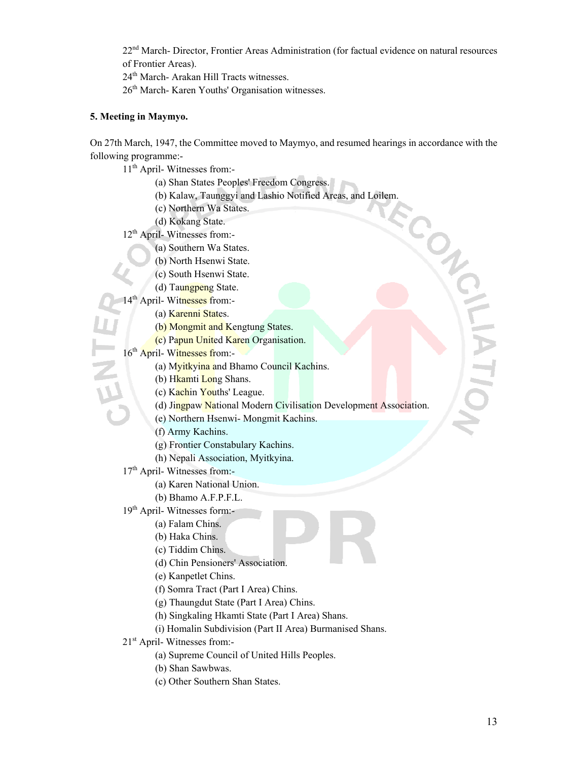22nd March- Director, Frontier Areas Administration (for factual evidence on natural resources of Frontier Areas).

24th March- Arakan Hill Tracts witnesses.

26th March- Karen Youths' Organisation witnesses.

**5. Meeting in Maymyo.**

On 27th March, 1947, the Committee moved to Maymyo, and resumed hearings in accordance with the following programme:-

11th April- Witnesses from:-

- (a) Shan States Peoples' Freedom Congress.
- (b) Kalaw, Taunggyi and Lashio Notified Areas, and Loilem.
- (c) Northern Wa States.
- (d) Kokang State.

12th April- Witnesses from:-

- (a) Southern Wa States.
- (b) North Hsenwi State.
- (c) South Hsenwi State.
- (d) Taungpeng State.

14th April- Witnesses from:-

- (a) Karenni States.
- (b) Mongmit and Kengtung States.
- (c) Papun United Karen Organisation.

16th April- Witnesses from:-

- (a) Myitkyina and Bhamo Council Kachins.
- (b) Hkamti Long Shans.
- (c) Kachin Youths' League.
- (d) Jingpaw National Modern Civilisation Development Association.
- (e) Northern Hsenwi- Mongmit Kachins.
- (f) Army Kachins.
- (g) Frontier Constabulary Kachins.
- (h) Nepali Association, Myitkyina.

17th April- Witnesses from:-

- (a) Karen National Union.
- (b) Bhamo A.F.P.F.L.

19th April- Witnesses form:-

- (a) Falam Chins.
- (b) Haka Chins.
- (c) Tiddim Chins.
- (d) Chin Pensioners' Association.
- (e) Kanpetlet Chins.
- (f) Somra Tract (Part I Area) Chins.
- (g) Thaungdut State (Part I Area) Chins.
- (h) Singkaling Hkamti State (Part I Area) Shans.
- (i) Homalin Subdivision (Part II Area) Burmanised Shans.

21st April- Witnesses from:-

- (a) Supreme Council of United Hills Peoples.
- (b) Shan Sawbwas.
- (c) Other Southern Shan States.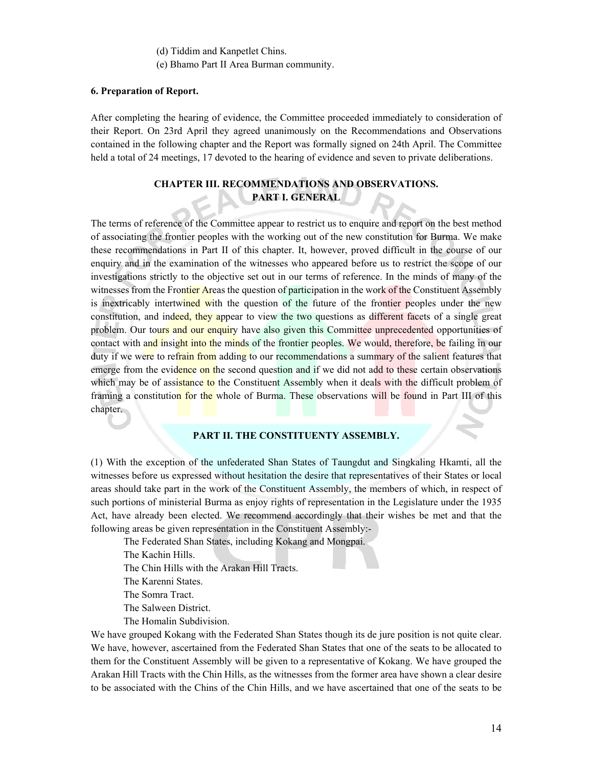(d) Tiddim and Kanpetlet Chins.

(e) Bhamo Part II Area Burman community.

**6. Preparation of Report.**

After completing the hearing of evidence, the Committee proceeded immediately to consideration of their Report. On 23rd April they agreed unanimously on the Recommendations and Observations contained in the following chapter and the Report was formally signed on 24th April. The Committee held a total of 24 meetings, 17 devoted to the hearing of evidence and seven to private deliberations.

## CHAPTER III. RECOMMENDATIONS AND OBSERVATIONS.

### PART I. GENERAL

The terms of reference of the Committee appear to restrict us to enquire and report on the best method of associating the frontier peoples with the working out of the new constitution for Burma. We make these recommendations in Part II of this chapter. It, however, proved difficult in the course of our enquiry and in the examination of the witnesses who appeared before us to restrict the scope of our investigations strictly to the objective set out in our terms of reference. In the minds of many of the witnesses from the Frontier Areas the question of participation in the work of the Constituent Assembly is inextricably intertwined with the question of the future of the frontier peoples under the new constitution, and indeed, they appear to view the two questions as different facets of a single great problem. Our tours and our enquiry have also given this Committee unprecedented opportunities of contact with and insight into the minds of the frontier peoples. We would, therefore, be failing in our duty if we were to refrain from adding to our recommendations a summary of the salient features that emerge from the evidence on the second question and if we did not add to these certain observations which may be of assistance to the Constituent Assembly when it deals with the difficult problem of framing a constitution for the whole of Burma. These observations will be found in Part III of this chapter.

### PART II. THE CONSTITUENTY ASSEMBLY.

(1) With the exception of the unfederated Shan States of Taungdut and Singkaling Hkamti, all the witnesses before us expressed without hesitation the desire that representatives of their States or local areas should take part in the work of the Constituent Assembly, the members of which, in respect of such portions of ministerial Burma as enjoy rights of representation in the Legislature under the 1935 Act, have already been elected. We recommend accordingly that their wishes be met and that the following areas be given representation in the Constituent Assembly:-

The Federated Shan States, including Kokang and Mongpai.
The Kachin Hills.
The Chin Hills with the Arakan Hill Tracts.
The Karenni States.
The Somra Tract.
The Salween District.
The Homalin Subdivision.

We have grouped Kokang with the Federated Shan States though its de jure position is not quite clear. We have, however, ascertained from the Federated Shan States that one of the seats to be allocated to them for the Constituent Assembly will be given to a representative of Kokang. We have grouped the Arakan Hill Tracts with the Chin Hills, as the witnesses from the former area have shown a clear desire to be associated with the Chins of the Chin Hills, and we have ascertained that one of the seats to be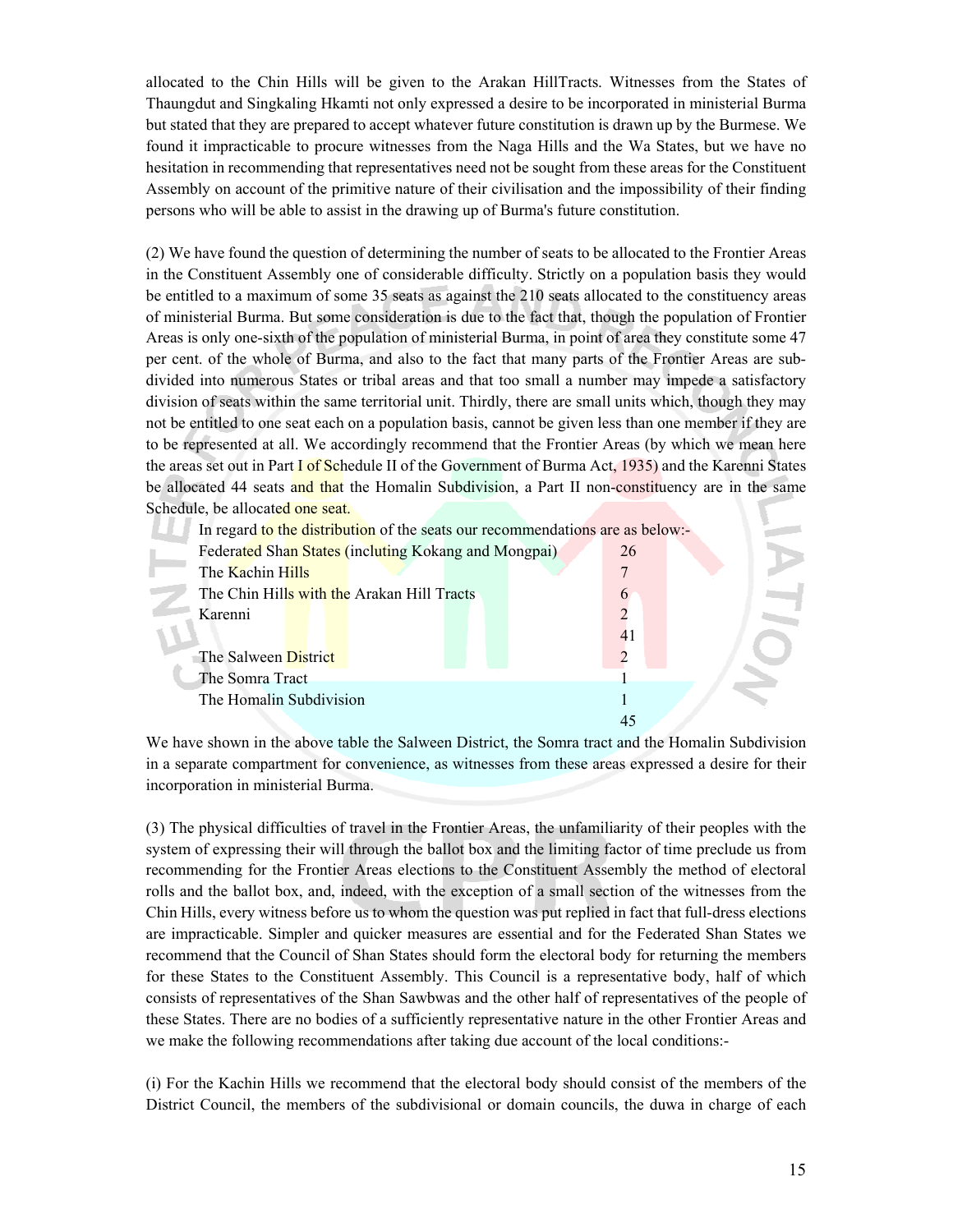allocated to the Chin Hills will be given to the Arakan HillTracts. Witnesses from the States of Thaungdut and Singkaling Hkamti not only expressed a desire to be incorporated in ministerial Burma but stated that they are prepared to accept whatever future constitution is drawn up by the Burmese. We found it impracticable to procure witnesses from the Naga Hills and the Wa States, but we have no hesitation in recommending that representatives need not be sought from these areas for the Constituent Assembly on account of the primitive nature of their civilisation and the impossibility of their finding persons who will be able to assist in the drawing up of Burma's future constitution.

(2) We have found the question of determining the number of seats to be allocated to the Frontier Areas in the Constituent Assembly one of considerable difficulty. Strictly on a population basis they would be entitled to a maximum of some 35 seats as against the 210 seats allocated to the constituency areas of ministerial Burma. But some consideration is due to the fact that, though the population of Frontier Areas is only one-sixth of the population of ministerial Burma, in point of area they constitute some 47 per cent. of the whole of Burma, and also to the fact that many parts of the Frontier Areas are sub-divided into numerous States or tribal areas and that too small a number may impede a satisfactory division of seats within the same territorial unit. Thirdly, there are small units which, though they may not be entitled to one seat each on a population basis, cannot be given less than one member if they are to be represented at all. We accordingly recommend that the Frontier Areas (by which we mean here the areas set out in Part I of Schedule II of the Government of Burma Act, 1935) and the Karenni States be allocated 44 seats and that the Homalin Subdivision, a Part II non-constituency are in the same Schedule, be allocated one seat.

In regard to the distribution of the seats our recommendations are as below:-

| | |
|---|---|
| Federated Shan States (incluting Kokang and Mongpai) | 26 |
| The Kachin Hills | 7 |
| The Chin Hills with the Arakan Hill Tracts | 6 |
| Karenni | 2 |
| | 41 |
| The Salween District | 2 |
| The Somra Tract | 1 |
| The Homalin Subdivision | 1 |
| | 45 |

We have shown in the above table the Salween District, the Somra tract and the Homalin Subdivision in a separate compartment for convenience, as witnesses from these areas expressed a desire for their incorporation in ministerial Burma.

(3) The physical difficulties of travel in the Frontier Areas, the unfamiliarity of their peoples with the system of expressing their will through the ballot box and the limiting factor of time preclude us from recommending for the Frontier Areas elections to the Constituent Assembly the method of electoral rolls and the ballot box, and, indeed, with the exception of a small section of the witnesses from the Chin Hills, every witness before us to whom the question was put replied in fact that full-dress elections are impracticable. Simpler and quicker measures are essential and for the Federated Shan States we recommend that the Council of Shan States should form the electoral body for returning the members for these States to the Constituent Assembly. This Council is a representative body, half of which consists of representatives of the Shan Sawbwas and the other half of representatives of the people of these States. There are no bodies of a sufficiently representative nature in the other Frontier Areas and we make the following recommendations after taking due account of the local conditions:-

(i) For the Kachin Hills we recommend that the electoral body should consist of the members of the District Council, the members of the subdivisional or domain councils, the duwa in charge of each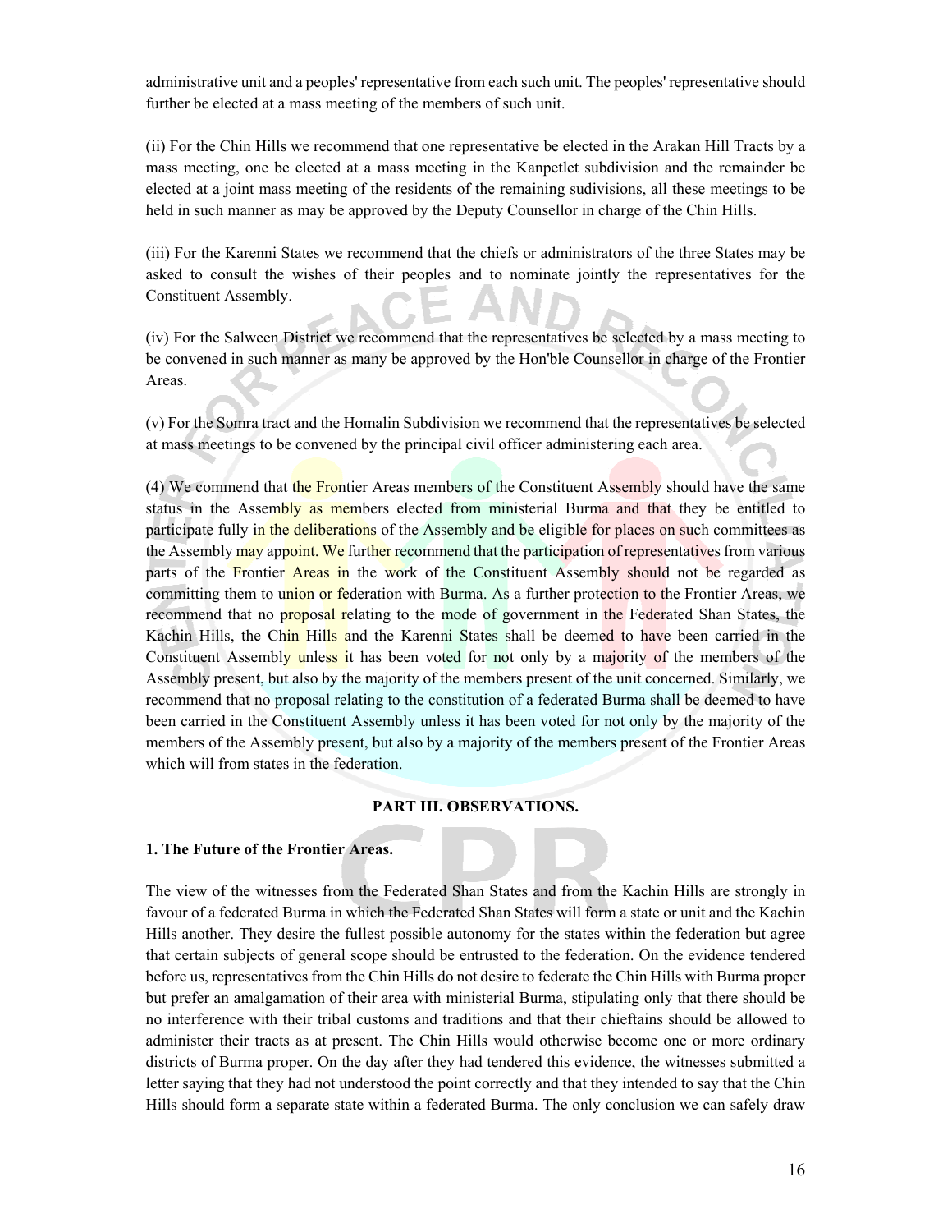administrative unit and a peoples' representative from each such unit. The peoples' representative should further be elected at a mass meeting of the members of such unit.

(ii) For the Chin Hills we recommend that one representative be elected in the Arakan Hill Tracts by a mass meeting, one be elected at a mass meeting in the Kanpetlet subdivision and the remainder be elected at a joint mass meeting of the residents of the remaining sudivisions, all these meetings to be held in such manner as may be approved by the Deputy Counsellor in charge of the Chin Hills.

(iii) For the Karenni States we recommend that the chiefs or administrators of the three States may be asked to consult the wishes of their peoples and to nominate jointly the representatives for the Constituent Assembly.

(iv) For the Salween District we recommend that the representatives be selected by a mass meeting to be convened in such manner as many be approved by the Hon'ble Counsellor in charge of the Frontier Areas.

(v) For the Somra tract and the Homalin Subdivision we recommend that the representatives be selected at mass meetings to be convened by the principal civil officer administering each area.

(4) We commend that the Frontier Areas members of the Constituent Assembly should have the same status in the Assembly as members elected from ministerial Burma and that they be entitled to participate fully in the deliberations of the Assembly and be eligible for places on such committees as the Assembly may appoint. We further recommend that the participation of representatives from various parts of the Frontier Areas in the work of the Constituent Assembly should not be regarded as committing them to union or federation with Burma. As a further protection to the Frontier Areas, we recommend that no proposal relating to the mode of government in the Federated Shan States, the Kachin Hills, the Chin Hills and the Karenni States shall be deemed to have been carried in the Constituent Assembly unless it has been voted for not only by a majority of the members of the Assembly present, but also by the majority of the members present of the unit concerned. Similarly, we recommend that no proposal relating to the constitution of a federated Burma shall be deemed to have been carried in the Constituent Assembly unless it has been voted for not only by the majority of the members of the Assembly present, but also by a majority of the members present of the Frontier Areas which will from states in the federation.

## PART III. OBSERVATIONS.

### 1. The Future of the Frontier Areas.

The view of the witnesses from the Federated Shan States and from the Kachin Hills are strongly in favour of a federated Burma in which the Federated Shan States will form a state or unit and the Kachin Hills another. They desire the fullest possible autonomy for the states within the federation but agree that certain subjects of general scope should be entrusted to the federation. On the evidence tendered before us, representatives from the Chin Hills do not desire to federate the Chin Hills with Burma proper but prefer an amalgamation of their area with ministerial Burma, stipulating only that there should be no interference with their tribal customs and traditions and that their chieftains should be allowed to administer their tracts as at present. The Chin Hills would otherwise become one or more ordinary districts of Burma proper. On the day after they had tendered this evidence, the witnesses submitted a letter saying that they had not understood the point correctly and that they intended to say that the Chin Hills should form a separate state within a federated Burma. The only conclusion we can safely draw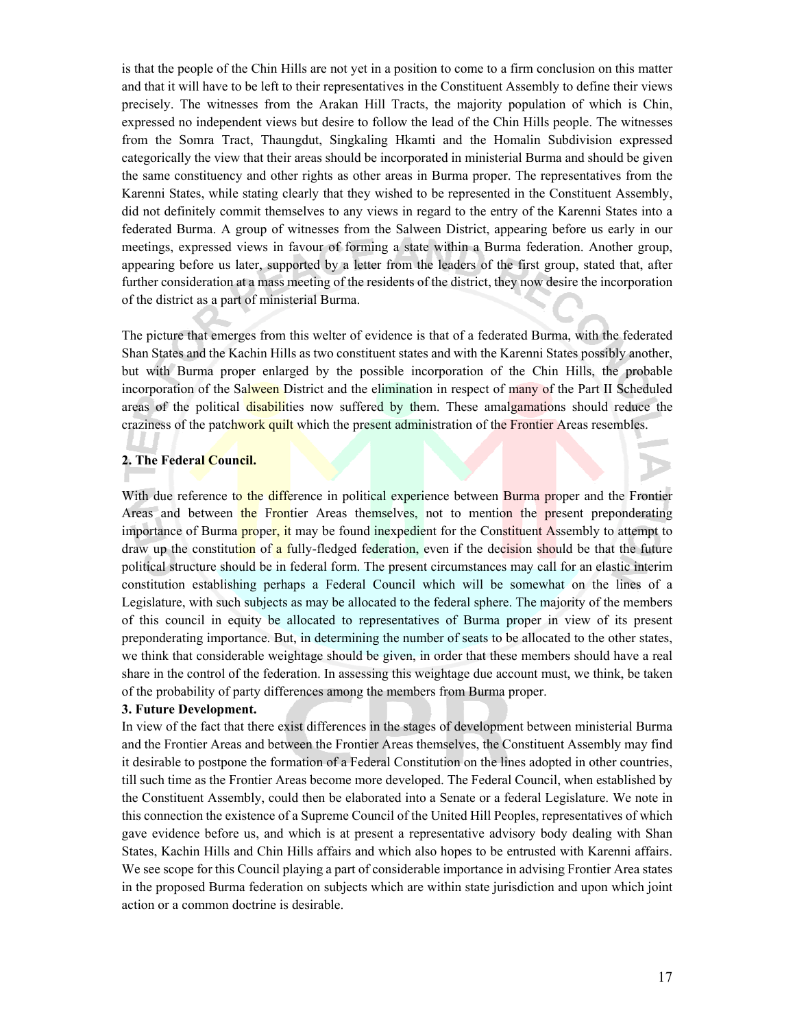is that the people of the Chin Hills are not yet in a position to come to a firm conclusion on this matter and that it will have to be left to their representatives in the Constituent Assembly to define their views precisely. The witnesses from the Arakan Hill Tracts, the majority population of which is Chin, expressed no independent views but desire to follow the lead of the Chin Hills people. The witnesses from the Somra Tract, Thaungdut, Singkaling Hkamti and the Homalin Subdivision expressed categorically the view that their areas should be incorporated in ministerial Burma and should be given the same constituency and other rights as other areas in Burma proper. The representatives from the Karenni States, while stating clearly that they wished to be represented in the Constituent Assembly, did not definitely commit themselves to any views in regard to the entry of the Karenni States into a federated Burma. A group of witnesses from the Salween District, appearing before us early in our meetings, expressed views in favour of forming a state within a Burma federation. Another group, appearing before us later, supported by a letter from the leaders of the first group, stated that, after further consideration at a mass meeting of the residents of the district, they now desire the incorporation of the district as a part of ministerial Burma.

The picture that emerges from this welter of evidence is that of a federated Burma, with the federated Shan States and the Kachin Hills as two constituent states and with the Karenni States possibly another, but with Burma proper enlarged by the possible incorporation of the Chin Hills, the probable incorporation of the Salween District and the elimination in respect of many of the Part II Scheduled areas of the political disabilities now suffered by them. These amalgamations should reduce the craziness of the patchwork quilt which the present administration of the Frontier Areas resembles.

**2. The Federal Council.**

With due reference to the difference in political experience between Burma proper and the Frontier Areas and between the Frontier Areas themselves, not to mention the present preponderating importance of Burma proper, it may be found inexpedient for the Constituent Assembly to attempt to draw up the constitution of a fully-fledged federation, even if the decision should be that the future political structure should be in federal form. The present circumstances may call for an elastic interim constitution establishing perhaps a Federal Council which will be somewhat on the lines of a Legislature, with such subjects as may be allocated to the federal sphere. The majority of the members of this council in equity be allocated to representatives of Burma proper in view of its present preponderating importance. But, in determining the number of seats to be allocated to the other states, we think that considerable weightage should be given, in order that these members should have a real share in the control of the federation. In assessing this weightage due account must, we think, be taken of the probability of party differences among the members from Burma proper.

**3. Future Development.**

In view of the fact that there exist differences in the stages of development between ministerial Burma and the Frontier Areas and between the Frontier Areas themselves, the Constituent Assembly may find it desirable to postpone the formation of a Federal Constitution on the lines adopted in other countries, till such time as the Frontier Areas become more developed. The Federal Council, when established by the Constituent Assembly, could then be elaborated into a Senate or a federal Legislature. We note in this connection the existence of a Supreme Council of the United Hill Peoples, representatives of which gave evidence before us, and which is at present a representative advisory body dealing with Shan States, Kachin Hills and Chin Hills affairs and which also hopes to be entrusted with Karenni affairs. We see scope for this Council playing a part of considerable importance in advising Frontier Area states in the proposed Burma federation on subjects which are within state jurisdiction and upon which joint action or a common doctrine is desirable.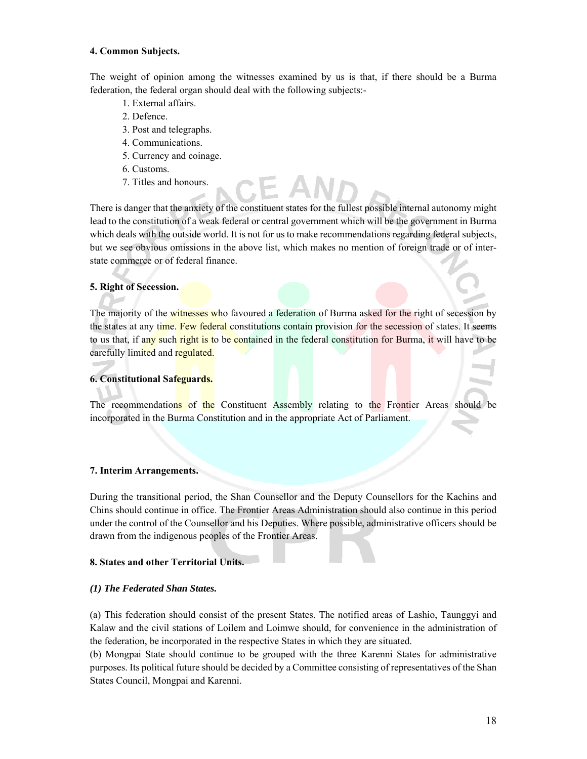### 4. Common Subjects.

The weight of opinion among the witnesses examined by us is that, if there should be a Burma federation, the federal organ should deal with the following subjects:-

1. External affairs.
2. Defence.
3. Post and telegraphs.
4. Communications.
5. Currency and coinage.
6. Customs.
7. Titles and honours.

There is danger that the anxiety of the constituent states for the fullest possible internal autonomy might lead to the constitution of a weak federal or central government which will be the government in Burma which deals with the outside world. It is not for us to make recommendations regarding federal subjects, but we see obvious omissions in the above list, which makes no mention of foreign trade or of inter-state commerce or of federal finance.

### 5. Right of Secession.

The majority of the witnesses who favoured a federation of Burma asked for the right of secession by the states at any time. Few federal constitutions contain provision for the secession of states. It seems to us that, if any such right is to be contained in the federal constitution for Burma, it will have to be carefully limited and regulated.

### 6. Constitutional Safeguards.

The recommendations of the Constituent Assembly relating to the Frontier Areas should be incorporated in the Burma Constitution and in the appropriate Act of Parliament.

### 7. Interim Arrangements.

During the transitional period, the Shan Counsellor and the Deputy Counsellors for the Kachins and Chins should continue in office. The Frontier Areas Administration should also continue in this period under the control of the Counsellor and his Deputies. Where possible, administrative officers should be drawn from the indigenous peoples of the Frontier Areas.

### 8. States and other Territorial Units.

***(1) The Federated Shan States.***

(a) This federation should consist of the present States. The notified areas of Lashio, Taunggyi and Kalaw and the civil stations of Loilem and Loimwe should, for convenience in the administration of the federation, be incorporated in the respective States in which they are situated.
(b) Mongpai State should continue to be grouped with the three Karenni States for administrative purposes. Its political future should be decided by a Committee consisting of representatives of the Shan States Council, Mongpai and Karenni.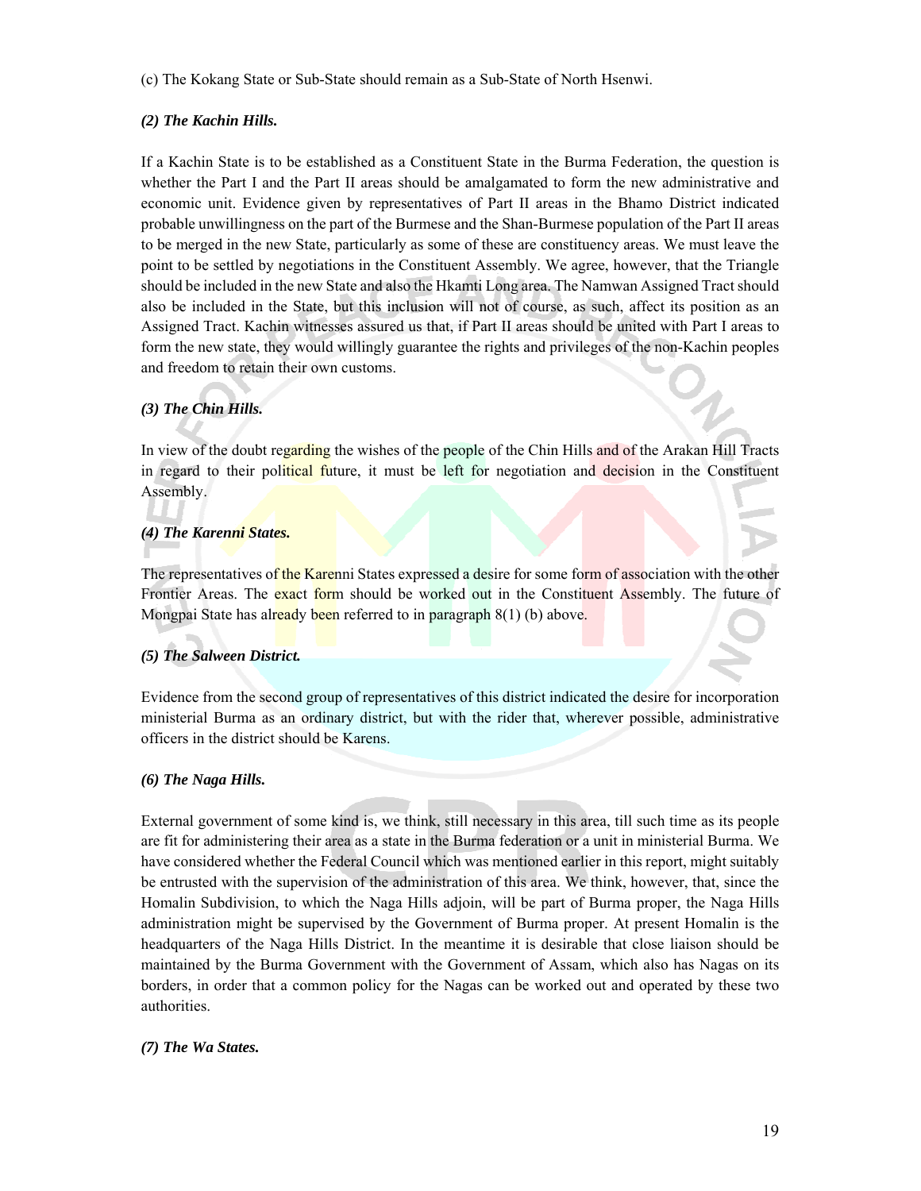(c) The Kokang State or Sub-State should remain as a Sub-State of North Hsenwi.

***(2) The Kachin Hills.***

If a Kachin State is to be established as a Constituent State in the Burma Federation, the question is whether the Part I and the Part II areas should be amalgamated to form the new administrative and economic unit. Evidence given by representatives of Part II areas in the Bhamo District indicated probable unwillingness on the part of the Burmese and the Shan-Burmese population of the Part II areas to be merged in the new State, particularly as some of these are constituency areas. We must leave the point to be settled by negotiations in the Constituent Assembly. We agree, however, that the Triangle should be included in the new State and also the Hkamti Long area. The Namwan Assigned Tract should also be included in the State, but this inclusion will not of course, as such, affect its position as an Assigned Tract. Kachin witnesses assured us that, if Part II areas should be united with Part I areas to form the new state, they would willingly guarantee the rights and privileges of the non-Kachin peoples and freedom to retain their own customs.

***(3) The Chin Hills.***

In view of the doubt regarding the wishes of the people of the Chin Hills and of the Arakan Hill Tracts in regard to their political future, it must be left for negotiation and decision in the Constituent Assembly.

***(4) The Karenni States.***

The representatives of the Karenni States expressed a desire for some form of association with the other Frontier Areas. The exact form should be worked out in the Constituent Assembly. The future of Mongpai State has already been referred to in paragraph 8(1) (b) above.

***(5) The Salween District.***

Evidence from the second group of representatives of this district indicated the desire for incorporation ministerial Burma as an ordinary district, but with the rider that, wherever possible, administrative officers in the district should be Karens.

***(6) The Naga Hills.***

External government of some kind is, we think, still necessary in this area, till such time as its people are fit for administering their area as a state in the Burma federation or a unit in ministerial Burma. We have considered whether the Federal Council which was mentioned earlier in this report, might suitably be entrusted with the supervision of the administration of this area. We think, however, that, since the Homalin Subdivision, to which the Naga Hills adjoin, will be part of Burma proper, the Naga Hills administration might be supervised by the Government of Burma proper. At present Homalin is the headquarters of the Naga Hills District. In the meantime it is desirable that close liaison should be maintained by the Burma Government with the Government of Assam, which also has Nagas on its borders, in order that a common policy for the Nagas can be worked out and operated by these two authorities.

***(7) The Wa States.***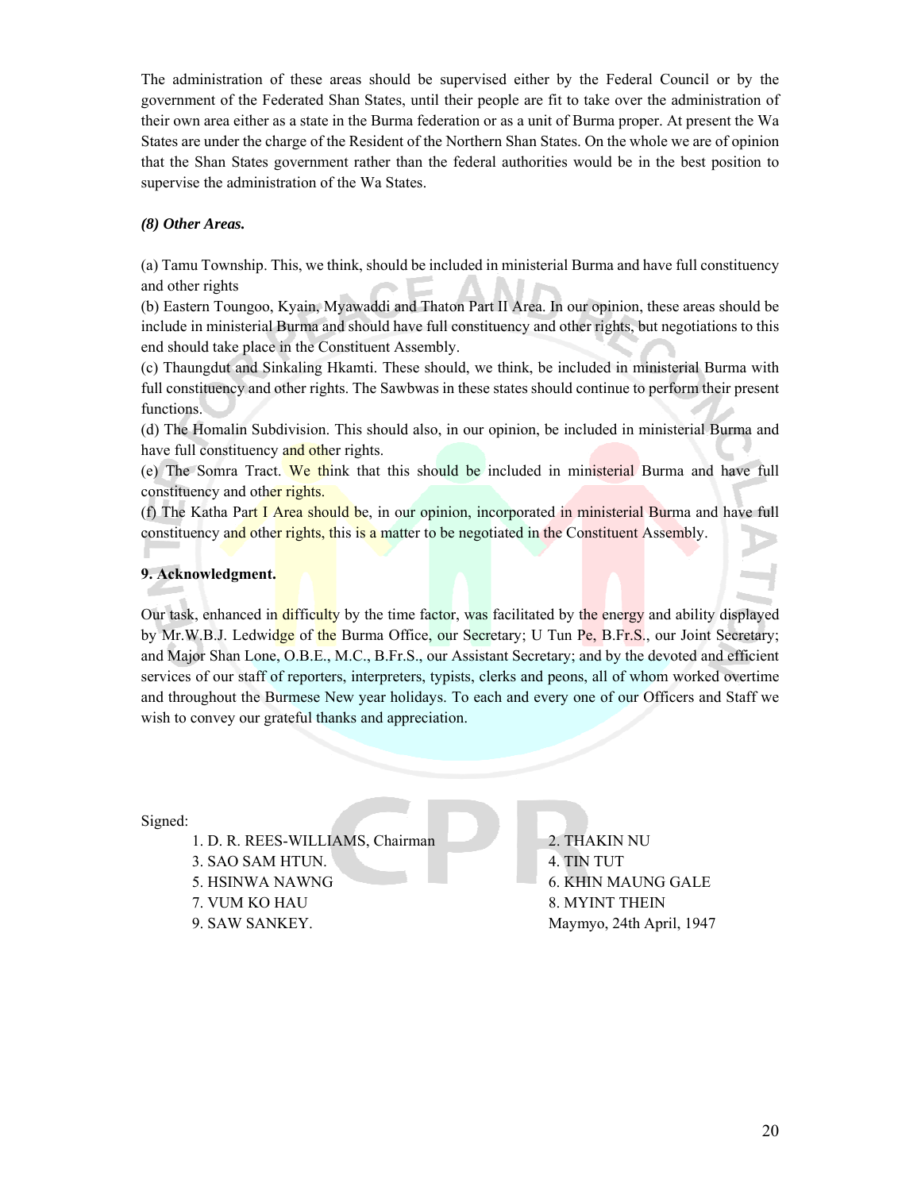The administration of these areas should be supervised either by the Federal Council or by the government of the Federated Shan States, until their people are fit to take over the administration of their own area either as a state in the Burma federation or as a unit of Burma proper. At present the Wa States are under the charge of the Resident of the Northern Shan States. On the whole we are of opinion that the Shan States government rather than the federal authorities would be in the best position to supervise the administration of the Wa States.

***(8) Other Areas.***

(a) Tamu Township. This, we think, should be included in ministerial Burma and have full constituency and other rights

(b) Eastern Toungoo, Kyain, Myawaddi and Thaton Part II Area. In our opinion, these areas should be include in ministerial Burma and should have full constituency and other rights, but negotiations to this end should take place in the Constituent Assembly.

(c) Thaungdut and Sinkaling Hkamti. These should, we think, be included in ministerial Burma with full constituency and other rights. The Sawbwas in these states should continue to perform their present functions.

(d) The Homalin Subdivision. This should also, in our opinion, be included in ministerial Burma and have full constituency and other rights.

(e) The Somra Tract. We think that this should be included in ministerial Burma and have full constituency and other rights.

(f) The Katha Part I Area should be, in our opinion, incorporated in ministerial Burma and have full constituency and other rights, this is a matter to be negotiated in the Constituent Assembly.

**9. Acknowledgment.**

Our task, enhanced in difficulty by the time factor, was facilitated by the energy and ability displayed by Mr.W.B.J. Ledwidge of the Burma Office, our Secretary; U Tun Pe, B.Fr.S., our Joint Secretary; and Major Shan Lone, O.B.E., M.C., B.Fr.S., our Assistant Secretary; and by the devoted and efficient services of our staff of reporters, interpreters, typists, clerks and peons, all of whom worked overtime and throughout the Burmese New year holidays. To each and every one of our Officers and Staff we wish to convey our grateful thanks and appreciation.

Signed:

1. D. R. REES-WILLIAMS, Chairman
2. THAKIN NU
3. SAO SAM HTUN.
4. TIN TUT
5. HSINWA NAWNG
6. KHIN MAUNG GALE
7. VUM KO HAU
8. MYINT THEIN
9. SAW SANKEY.

Maymyo, 24th April, 1947